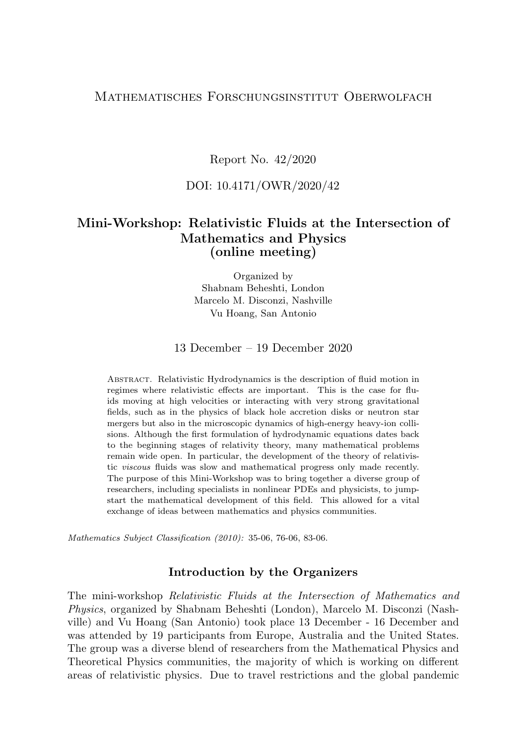Mathematisches Forschungsinstitut Oberwolfach

Report No. 42/2020

DOI: 10.4171/OWR/2020/42

# Mini-Workshop: Relativistic Fluids at the Intersection of Mathematics and Physics (online meeting)

Organized by
Shabnam Beheshti, London
Marcelo M. Disconzi, Nashville
Vu Hoang, San Antonio

13 December – 19 December 2020

Abstract. Relativistic Hydrodynamics is the description of fluid motion in regimes where relativistic effects are important. This is the case for fluids moving at high velocities or interacting with very strong gravitational fields, such as in the physics of black hole accretion disks or neutron star mergers but also in the microscopic dynamics of high-energy heavy-ion collisions. Although the first formulation of hydrodynamic equations dates back to the beginning stages of relativity theory, many mathematical problems remain wide open. In particular, the development of the theory of relativistic *viscous* fluids was slow and mathematical progress only made recently. The purpose of this Mini-Workshop was to bring together a diverse group of researchers, including specialists in nonlinear PDEs and physicists, to jump-start the mathematical development of this field. This allowed for a vital exchange of ideas between mathematics and physics communities.

*Mathematics Subject Classification (2010):* 35-06, 76-06, 83-06.

## Introduction by the Organizers

The mini-workshop *Relativistic Fluids at the Intersection of Mathematics and Physics*, organized by Shabnam Beheshti (London), Marcelo M. Disconzi (Nashville) and Vu Hoang (San Antonio) took place 13 December - 16 December and was attended by 19 participants from Europe, Australia and the United States. The group was a diverse blend of researchers from the Mathematical Physics and Theoretical Physics communities, the majority of which is working on different areas of relativistic physics. Due to travel restrictions and the global pandemic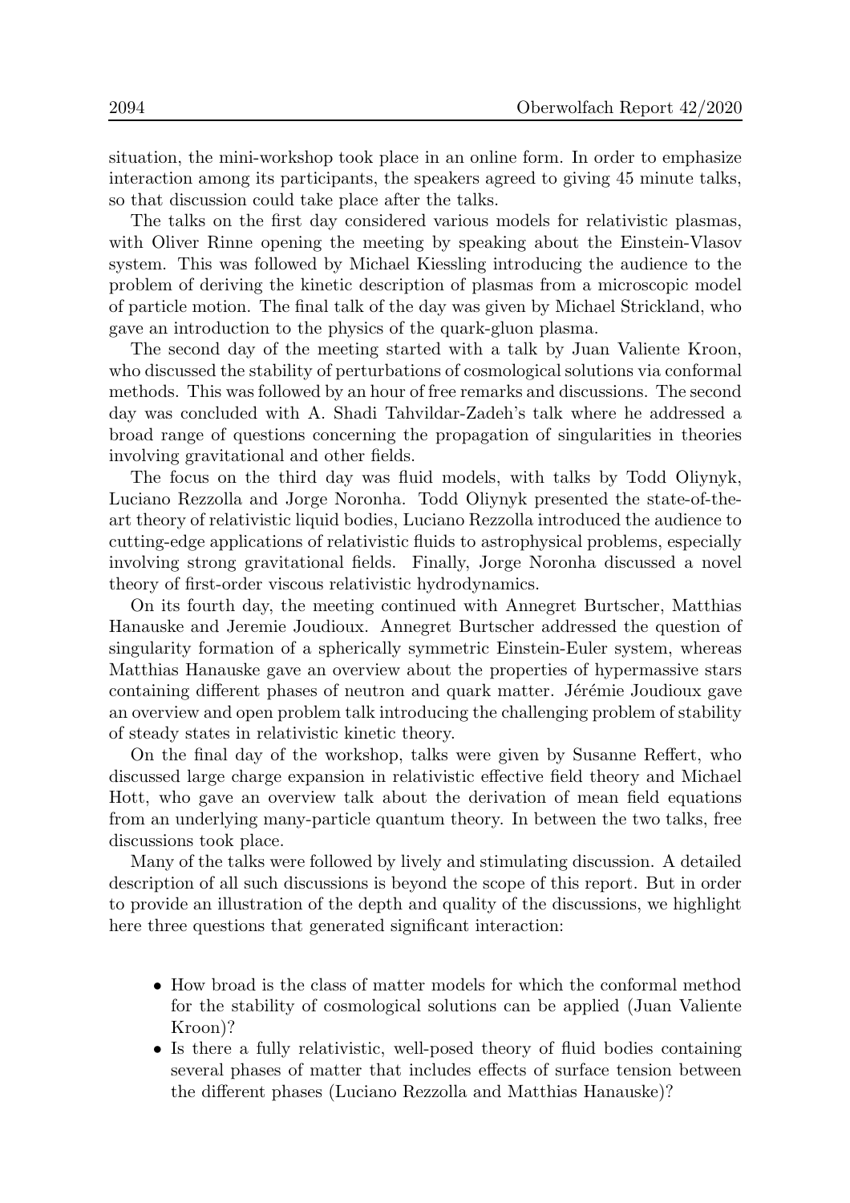situation, the mini-workshop took place in an online form. In order to emphasize interaction among its participants, the speakers agreed to giving 45 minute talks, so that discussion could take place after the talks.

The talks on the first day considered various models for relativistic plasmas, with Oliver Rinne opening the meeting by speaking about the Einstein-Vlasov system. This was followed by Michael Kiessling introducing the audience to the problem of deriving the kinetic description of plasmas from a microscopic model of particle motion. The final talk of the day was given by Michael Strickland, who gave an introduction to the physics of the quark-gluon plasma.

The second day of the meeting started with a talk by Juan Valiente Kroon, who discussed the stability of perturbations of cosmological solutions via conformal methods. This was followed by an hour of free remarks and discussions. The second day was concluded with A. Shadi Tahvildar-Zadeh's talk where he addressed a broad range of questions concerning the propagation of singularities in theories involving gravitational and other fields.

The focus on the third day was fluid models, with talks by Todd Oliynyk, Luciano Rezzolla and Jorge Noronha. Todd Oliynyk presented the state-of-the-art theory of relativistic liquid bodies, Luciano Rezzolla introduced the audience to cutting-edge applications of relativistic fluids to astrophysical problems, especially involving strong gravitational fields. Finally, Jorge Noronha discussed a novel theory of first-order viscous relativistic hydrodynamics.

On its fourth day, the meeting continued with Annegret Burtscher, Matthias Hanauske and Jeremie Joudioux. Annegret Burtscher addressed the question of singularity formation of a spherically symmetric Einstein-Euler system, whereas Matthias Hanauske gave an overview about the properties of hypermassive stars containing different phases of neutron and quark matter. Jérémie Joudioux gave an overview and open problem talk introducing the challenging problem of stability of steady states in relativistic kinetic theory.

On the final day of the workshop, talks were given by Susanne Reffert, who discussed large charge expansion in relativistic effective field theory and Michael Hott, who gave an overview talk about the derivation of mean field equations from an underlying many-particle quantum theory. In between the two talks, free discussions took place.

Many of the talks were followed by lively and stimulating discussion. A detailed description of all such discussions is beyond the scope of this report. But in order to provide an illustration of the depth and quality of the discussions, we highlight here three questions that generated significant interaction:

- How broad is the class of matter models for which the conformal method for the stability of cosmological solutions can be applied (Juan Valiente Kroon)?
- Is there a fully relativistic, well-posed theory of fluid bodies containing several phases of matter that includes effects of surface tension between the different phases (Luciano Rezzolla and Matthias Hanauske)?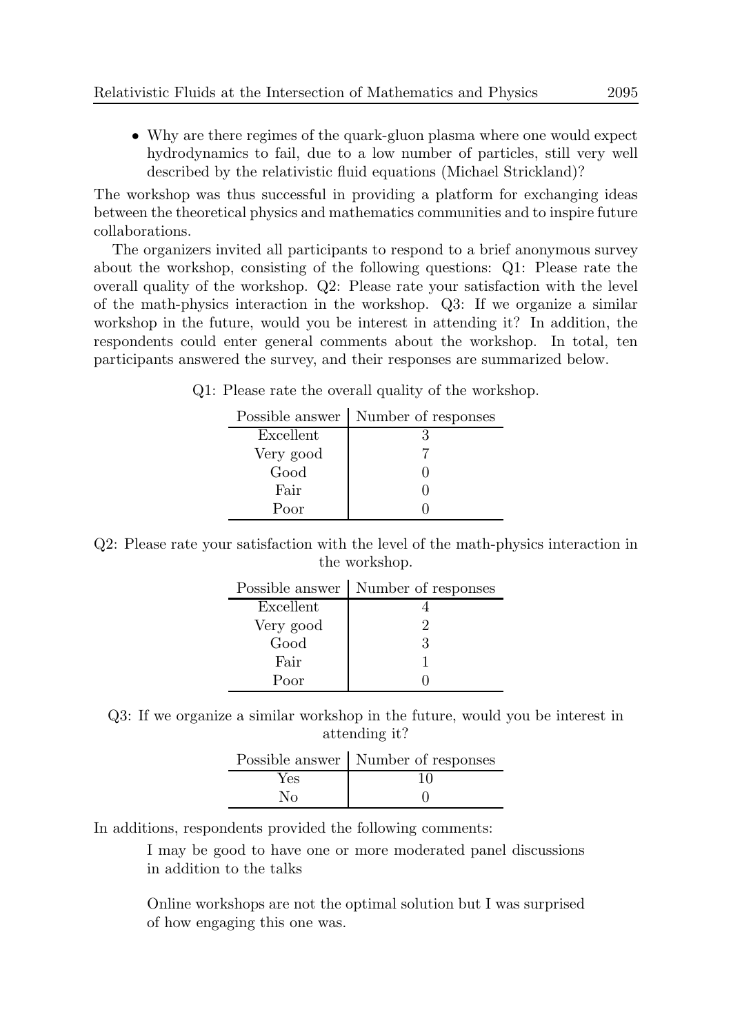- Why are there regimes of the quark-gluon plasma where one would expect hydrodynamics to fail, due to a low number of particles, still very well described by the relativistic fluid equations (Michael Strickland)?

The workshop was thus successful in providing a platform for exchanging ideas between the theoretical physics and mathematics communities and to inspire future collaborations.

The organizers invited all participants to respond to a brief anonymous survey about the workshop, consisting of the following questions: Q1: Please rate the overall quality of the workshop. Q2: Please rate your satisfaction with the level of the math-physics interaction in the workshop. Q3: If we organize a similar workshop in the future, would you be interest in attending it? In addition, the respondents could enter general comments about the workshop. In total, ten participants answered the survey, and their responses are summarized below.

Q1: Please rate the overall quality of the workshop.

| Possible answer | Number of responses |
|---|---|
| Excellent | 3 |
| Very good | 7 |
| Good | 0 |
| Fair | 0 |
| Poor | 0 |

Q2: Please rate your satisfaction with the level of the math-physics interaction in the workshop.

| Possible answer | Number of responses |
|---|---|
| Excellent | 4 |
| Very good | 2 |
| Good | 3 |
| Fair | 1 |
| Poor | 0 |

Q3: If we organize a similar workshop in the future, would you be interest in attending it?

| Possible answer | Number of responses |
|---|---|
| Yes | 10 |
| No | 0 |

In additions, respondents provided the following comments:

> I may be good to have one or more moderated panel discussions in addition to the talks

> Online workshops are not the optimal solution but I was surprised of how engaging this one was.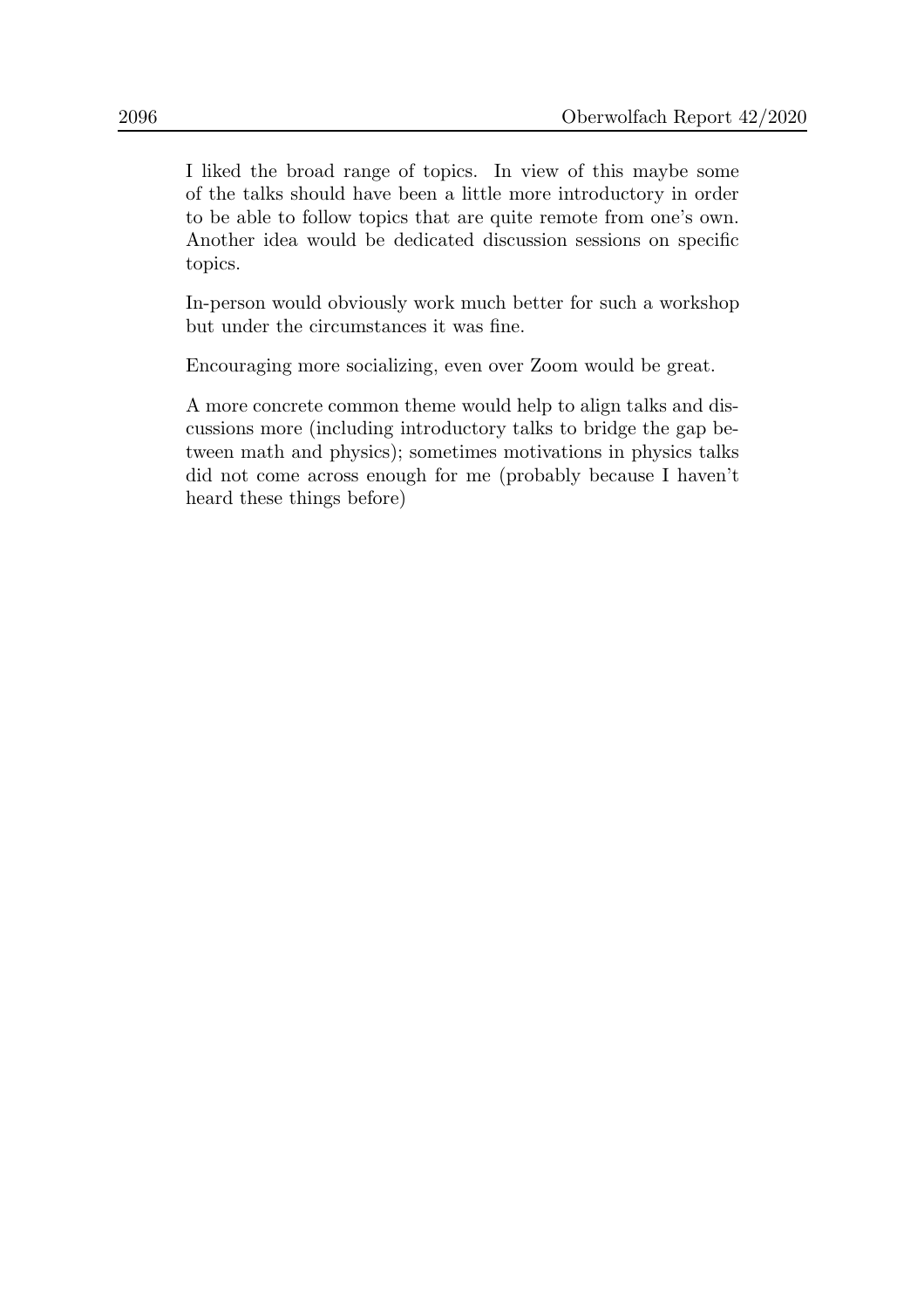I liked the broad range of topics. In view of this maybe some of the talks should have been a little more introductory in order to be able to follow topics that are quite remote from one's own. Another idea would be dedicated discussion sessions on specific topics.

In-person would obviously work much better for such a workshop but under the circumstances it was fine.

Encouraging more socializing, even over Zoom would be great.

A more concrete common theme would help to align talks and discussions more (including introductory talks to bridge the gap between math and physics); sometimes motivations in physics talks did not come across enough for me (probably because I haven't heard these things before)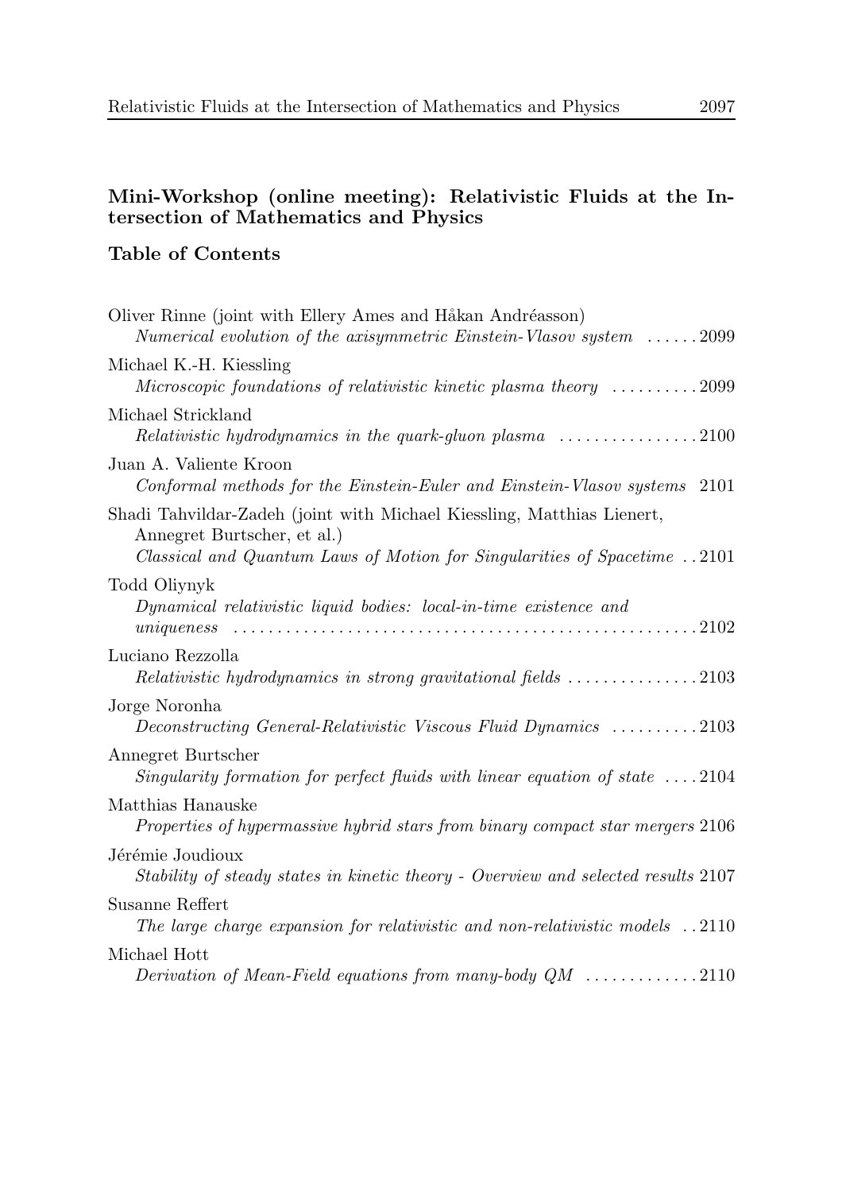## Mini-Workshop (online meeting): Relativistic Fluids at the Intersection of Mathematics and Physics

### Table of Contents

Oliver Rinne (joint with Ellery Ames and Håkan Andréasson)
*Numerical evolution of the axisymmetric Einstein-Vlasov system* ...... 2099

Michael K.-H. Kiessling
*Microscopic foundations of relativistic kinetic plasma theory* .......... 2099

Michael Strickland
*Relativistic hydrodynamics in the quark-gluon plasma* ................ 2100

Juan A. Valiente Kroon
*Conformal methods for the Einstein-Euler and Einstein-Vlasov systems* 2101

Shadi Tahvildar-Zadeh (joint with Michael Kiessling, Matthias Lienert, Annegret Burtscher, et al.)
*Classical and Quantum Laws of Motion for Singularities of Spacetime* .. 2101

Todd Oliynyk
*Dynamical relativistic liquid bodies: local-in-time existence and uniqueness* ...................................................... 2102

Luciano Rezzolla
*Relativistic hydrodynamics in strong gravitational fields* ............... 2103

Jorge Noronha
*Deconstructing General-Relativistic Viscous Fluid Dynamics* .......... 2103

Annegret Burtscher
*Singularity formation for perfect fluids with linear equation of state* .... 2104

Matthias Hanauske
*Properties of hypermassive hybrid stars from binary compact star mergers* 2106

Jérémie Joudioux
*Stability of steady states in kinetic theory - Overview and selected results* 2107

Susanne Reffert
*The large charge expansion for relativistic and non-relativistic models* .. 2110

Michael Hott
*Derivation of Mean-Field equations from many-body QM* ............. 2110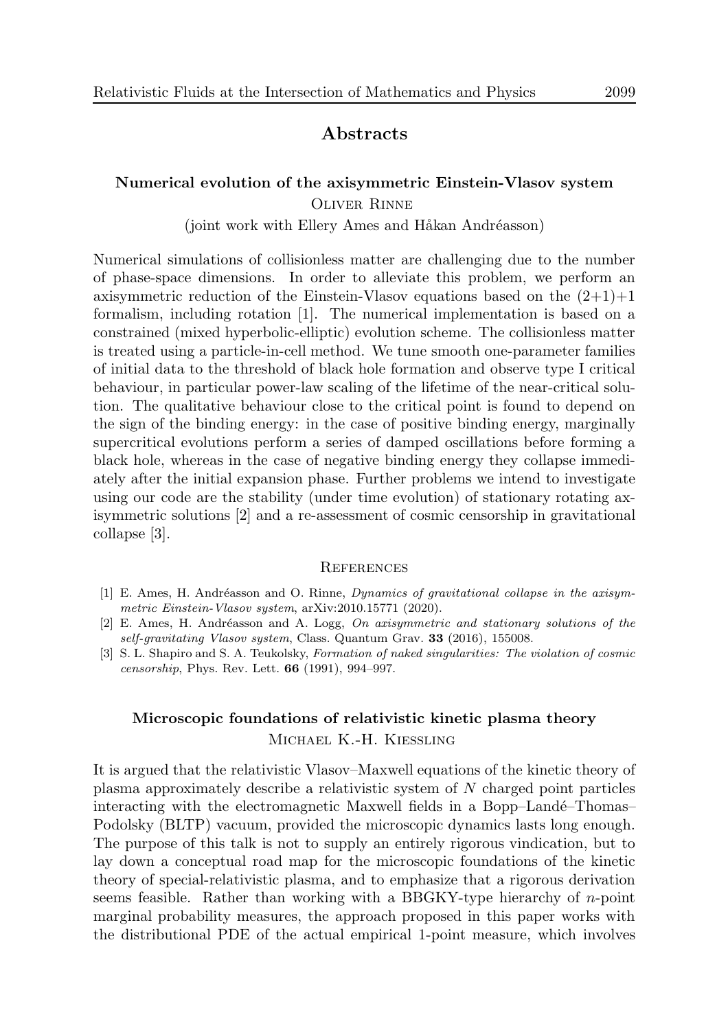# Abstracts

## Numerical evolution of the axisymmetric Einstein-Vlasov system

Oliver Rinne

(joint work with Ellery Ames and Håkan Andréasson)

Numerical simulations of collisionless matter are challenging due to the number of phase-space dimensions. In order to alleviate this problem, we perform an axisymmetric reduction of the Einstein-Vlasov equations based on the (2+1)+1 formalism, including rotation [1]. The numerical implementation is based on a constrained (mixed hyperbolic-elliptic) evolution scheme. The collisionless matter is treated using a particle-in-cell method. We tune smooth one-parameter families of initial data to the threshold of black hole formation and observe type I critical behaviour, in particular power-law scaling of the lifetime of the near-critical solution. The qualitative behaviour close to the critical point is found to depend on the sign of the binding energy: in the case of positive binding energy, marginally supercritical evolutions perform a series of damped oscillations before forming a black hole, whereas in the case of negative binding energy they collapse immediately after the initial expansion phase. Further problems we intend to investigate using our code are the stability (under time evolution) of stationary rotating axisymmetric solutions [2] and a re-assessment of cosmic censorship in gravitational collapse [3].

### References

[1] E. Ames, H. Andréasson and O. Rinne, *Dynamics of gravitational collapse in the axisymmetric Einstein-Vlasov system*, arXiv:2010.15771 (2020).

[2] E. Ames, H. Andréasson and A. Logg, *On axisymmetric and stationary solutions of the self-gravitating Vlasov system*, Class. Quantum Grav. **33** (2016), 155008.

[3] S. L. Shapiro and S. A. Teukolsky, *Formation of naked singularities: The violation of cosmic censorship*, Phys. Rev. Lett. **66** (1991), 994–997.

## Microscopic foundations of relativistic kinetic plasma theory

Michael K.-H. Kiessling

It is argued that the relativistic Vlasov–Maxwell equations of the kinetic theory of plasma approximately describe a relativistic system of $N$ charged point particles interacting with the electromagnetic Maxwell fields in a Bopp–Landé–Thomas–Podolsky (BLTP) vacuum, provided the microscopic dynamics lasts long enough. The purpose of this talk is not to supply an entirely rigorous vindication, but to lay down a conceptual road map for the microscopic foundations of the kinetic theory of special-relativistic plasma, and to emphasize that a rigorous derivation seems feasible. Rather than working with a BBGKY-type hierarchy of $n$-point marginal probability measures, the approach proposed in this paper works with the distributional PDE of the actual empirical 1-point measure, which involves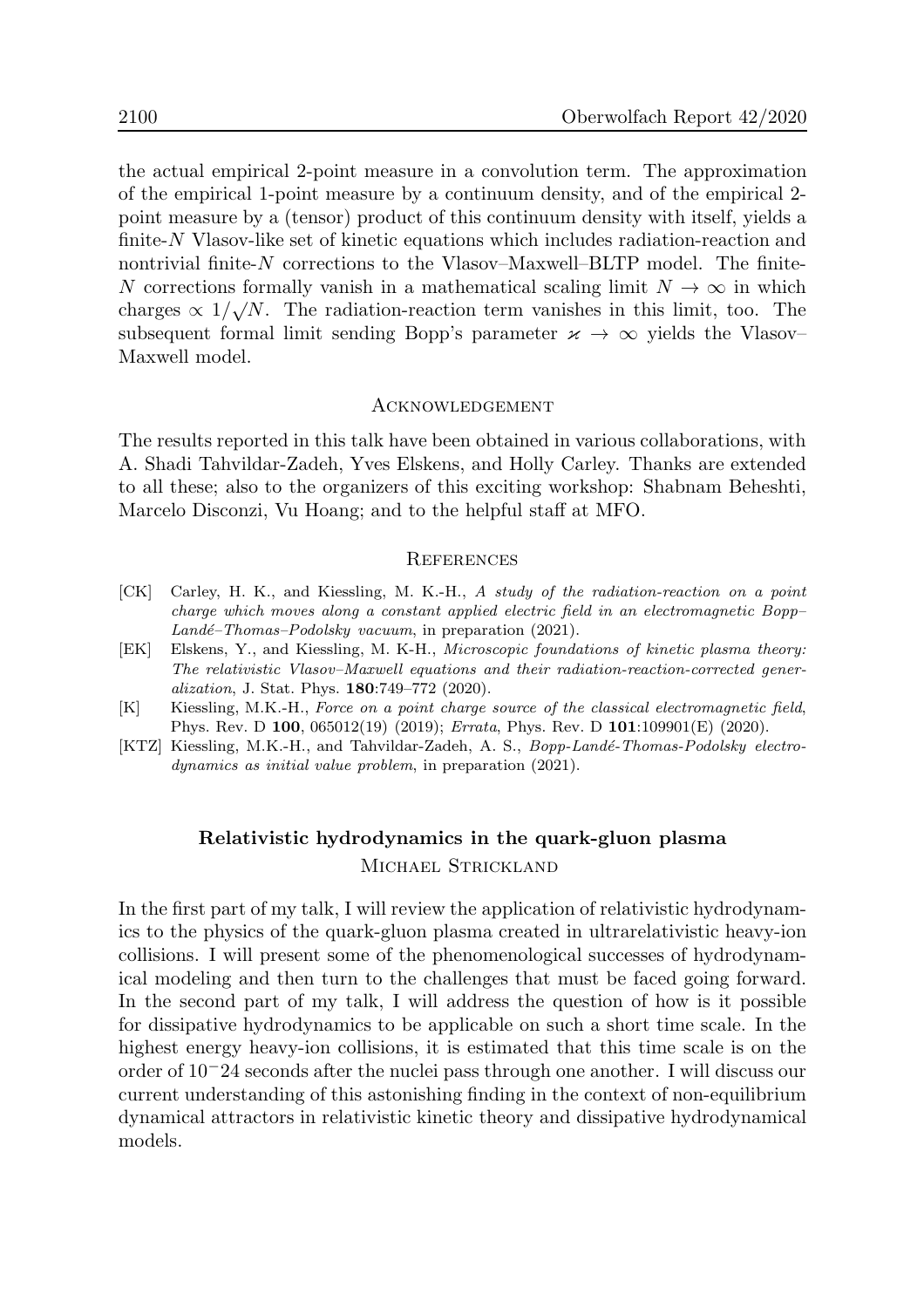the actual empirical 2-point measure in a convolution term. The approximation of the empirical 1-point measure by a continuum density, and of the empirical 2-point measure by a (tensor) product of this continuum density with itself, yields a finite-$N$ Vlasov-like set of kinetic equations which includes radiation-reaction and nontrivial finite-$N$ corrections to the Vlasov–Maxwell–BLTP model. The finite-$N$ corrections formally vanish in a mathematical scaling limit $N \to \infty$ in which charges $\propto 1/\sqrt{N}$. The radiation-reaction term vanishes in this limit, too. The subsequent formal limit sending Bopp's parameter $\varkappa \to \infty$ yields the Vlasov–Maxwell model.

### Acknowledgement

The results reported in this talk have been obtained in various collaborations, with A. Shadi Tahvildar-Zadeh, Yves Elskens, and Holly Carley. Thanks are extended to all these; also to the organizers of this exciting workshop: Shabnam Beheshti, Marcelo Disconzi, Vu Hoang; and to the helpful staff at MFO.

### References

[CK] Carley, H. K., and Kiessling, M. K.-H., *A study of the radiation-reaction on a point charge which moves along a constant applied electric field in an electromagnetic Bopp–Landé–Thomas–Podolsky vacuum*, in preparation (2021).

[EK] Elskens, Y., and Kiessling, M. K-H., *Microscopic foundations of kinetic plasma theory: The relativistic Vlasov–Maxwell equations and their radiation-reaction-corrected generalization*, J. Stat. Phys. **180**:749–772 (2020).

[K] Kiessling, M.K.-H., *Force on a point charge source of the classical electromagnetic field*, Phys. Rev. D **100**, 065012(19) (2019); *Errata*, Phys. Rev. D **101**:109901(E) (2020).

[KTZ] Kiessling, M.K.-H., and Tahvildar-Zadeh, A. S., *Bopp-Landé-Thomas-Podolsky electrodynamics as initial value problem*, in preparation (2021).

## Relativistic hydrodynamics in the quark-gluon plasma

Michael Strickland

In the first part of my talk, I will review the application of relativistic hydrodynamics to the physics of the quark-gluon plasma created in ultrarelativistic heavy-ion collisions. I will present some of the phenomenological successes of hydrodynamical modeling and then turn to the challenges that must be faced going forward. In the second part of my talk, I will address the question of how is it possible for dissipative hydrodynamics to be applicable on such a short time scale. In the highest energy heavy-ion collisions, it is estimated that this time scale is on the order of $10^{-}24$ seconds after the nuclei pass through one another. I will discuss our current understanding of this astonishing finding in the context of non-equilibrium dynamical attractors in relativistic kinetic theory and dissipative hydrodynamical models.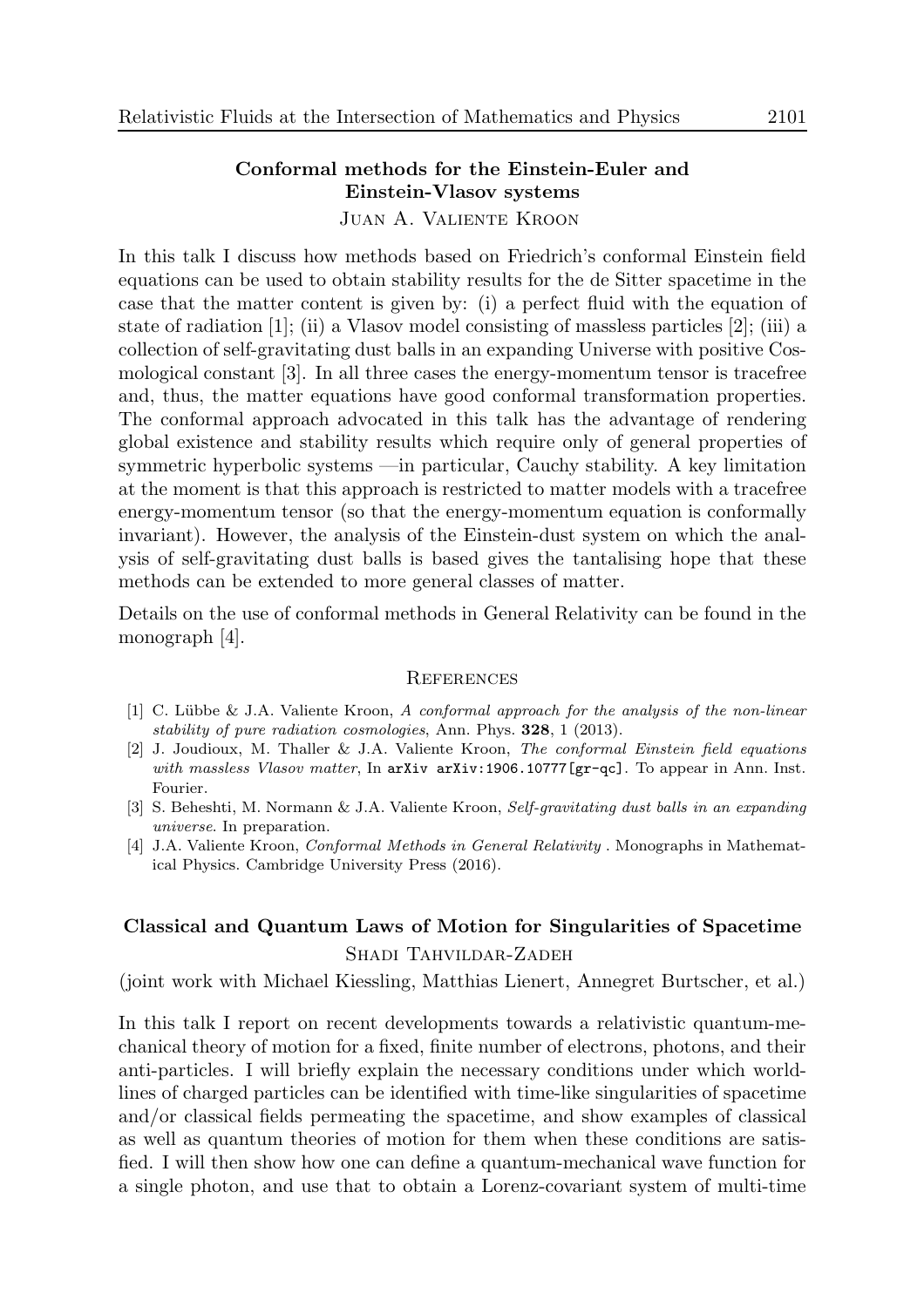## Conformal methods for the Einstein-Euler and Einstein-Vlasov systems

Juan A. Valiente Kroon

In this talk I discuss how methods based on Friedrich's conformal Einstein field equations can be used to obtain stability results for the de Sitter spacetime in the case that the matter content is given by: (i) a perfect fluid with the equation of state of radiation [1]; (ii) a Vlasov model consisting of massless particles [2]; (iii) a collection of self-gravitating dust balls in an expanding Universe with positive Cosmological constant [3]. In all three cases the energy-momentum tensor is tracefree and, thus, the matter equations have good conformal transformation properties. The conformal approach advocated in this talk has the advantage of rendering global existence and stability results which require only of general properties of symmetric hyperbolic systems —in particular, Cauchy stability. A key limitation at the moment is that this approach is restricted to matter models with a tracefree energy-momentum tensor (so that the energy-momentum equation is conformally invariant). However, the analysis of the Einstein-dust system on which the analysis of self-gravitating dust balls is based gives the tantalising hope that these methods can be extended to more general classes of matter.

Details on the use of conformal methods in General Relativity can be found in the monograph [4].

### References

[1] C. Lübbe & J.A. Valiente Kroon, *A conformal approach for the analysis of the non-linear stability of pure radiation cosmologies*, Ann. Phys. **328**, 1 (2013).

[2] J. Joudioux, M. Thaller & J.A. Valiente Kroon, *The conformal Einstein field equations with massless Vlasov matter*, In arXiv arXiv:1906.10777[gr-qc]. To appear in Ann. Inst. Fourier.

[3] S. Beheshti, M. Normann & J.A. Valiente Kroon, *Self-gravitating dust balls in an expanding universe*. In preparation.

[4] J.A. Valiente Kroon, *Conformal Methods in General Relativity* . Monographs in Mathematical Physics. Cambridge University Press (2016).

## Classical and Quantum Laws of Motion for Singularities of Spacetime

Shadi Tahvildar-Zadeh

(joint work with Michael Kiessling, Matthias Lienert, Annegret Burtscher, et al.)

In this talk I report on recent developments towards a relativistic quantum-mechanical theory of motion for a fixed, finite number of electrons, photons, and their anti-particles. I will briefly explain the necessary conditions under which world-lines of charged particles can be identified with time-like singularities of spacetime and/or classical fields permeating the spacetime, and show examples of classical as well as quantum theories of motion for them when these conditions are satisfied. I will then show how one can define a quantum-mechanical wave function for a single photon, and use that to obtain a Lorenz-covariant system of multi-time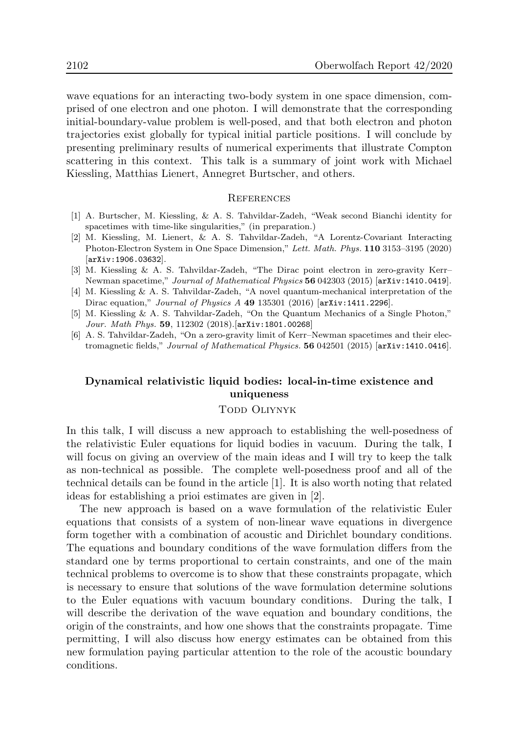wave equations for an interacting two-body system in one space dimension, comprised of one electron and one photon. I will demonstrate that the corresponding initial-boundary-value problem is well-posed, and that both electron and photon trajectories exist globally for typical initial particle positions. I will conclude by presenting preliminary results of numerical experiments that illustrate Compton scattering in this context. This talk is a summary of joint work with Michael Kiessling, Matthias Lienert, Annegret Burtscher, and others.

### References

[1] A. Burtscher, M. Kiessling, & A. S. Tahvildar-Zadeh, "Weak second Bianchi identity for spacetimes with time-like singularities," (in preparation.)

[2] M. Kiessling, M. Lienert, & A. S. Tahvildar-Zadeh, "A Lorentz-Covariant Interacting Photon-Electron System in One Space Dimension," *Lett. Math. Phys.* **110** 3153–3195 (2020) [arXiv:1906.03632].

[3] M. Kiessling & A. S. Tahvildar-Zadeh, "The Dirac point electron in zero-gravity Kerr–Newman spacetime," *Journal of Mathematical Physics* **56** 042303 (2015) [arXiv:1410.0419].

[4] M. Kiessling & A. S. Tahvildar-Zadeh, "A novel quantum-mechanical interpretation of the Dirac equation," *Journal of Physics A* **49** 135301 (2016) [arXiv:1411.2296].

[5] M. Kiessling & A. S. Tahvildar-Zadeh, "On the Quantum Mechanics of a Single Photon," *Jour. Math Phys.* **59**, 112302 (2018).[arXiv:1801.00268]

[6] A. S. Tahvildar-Zadeh, "On a zero-gravity limit of Kerr–Newman spacetimes and their electromagnetic fields," *Journal of Mathematical Physics.* **56** 042501 (2015) [arXiv:1410.0416].

## Dynamical relativistic liquid bodies: local-in-time existence and uniqueness

Todd Oliynyk

In this talk, I will discuss a new approach to establishing the well-posedness of the relativistic Euler equations for liquid bodies in vacuum. During the talk, I will focus on giving an overview of the main ideas and I will try to keep the talk as non-technical as possible. The complete well-posedness proof and all of the technical details can be found in the article [1]. It is also worth noting that related ideas for establishing a prioi estimates are given in [2].

The new approach is based on a wave formulation of the relativistic Euler equations that consists of a system of non-linear wave equations in divergence form together with a combination of acoustic and Dirichlet boundary conditions. The equations and boundary conditions of the wave formulation differs from the standard one by terms proportional to certain constraints, and one of the main technical problems to overcome is to show that these constraints propagate, which is necessary to ensure that solutions of the wave formulation determine solutions to the Euler equations with vacuum boundary conditions. During the talk, I will describe the derivation of the wave equation and boundary conditions, the origin of the constraints, and how one shows that the constraints propagate. Time permitting, I will also discuss how energy estimates can be obtained from this new formulation paying particular attention to the role of the acoustic boundary conditions.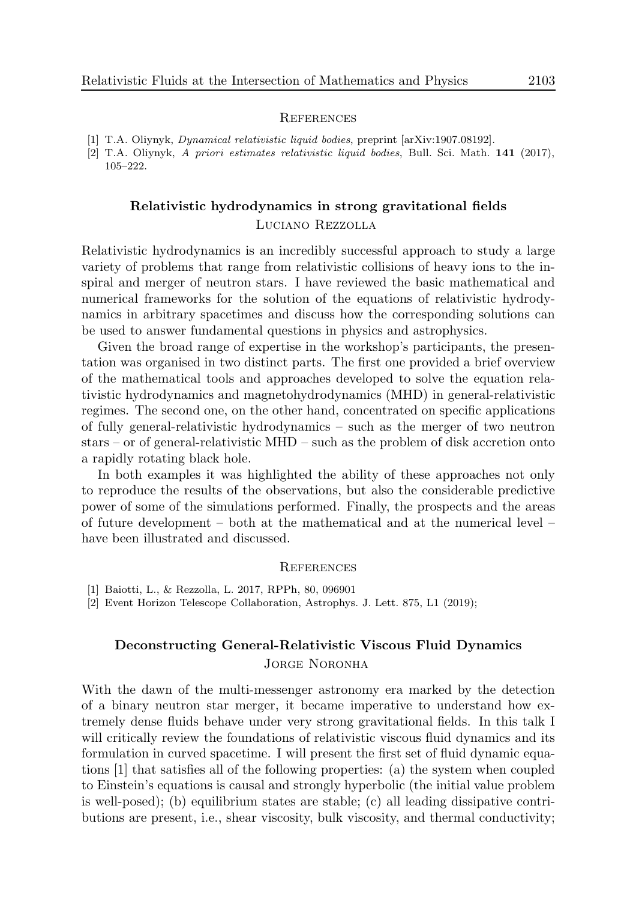## References

[1] T.A. Oliynyk, *Dynamical relativistic liquid bodies*, preprint [arXiv:1907.08192].
[2] T.A. Oliynyk, *A priori estimates relativistic liquid bodies*, Bull. Sci. Math. **141** (2017), 105–222.

### Relativistic hydrodynamics in strong gravitational fields

Luciano Rezzolla

Relativistic hydrodynamics is an incredibly successful approach to study a large variety of problems that range from relativistic collisions of heavy ions to the inspiral and merger of neutron stars. I have reviewed the basic mathematical and numerical frameworks for the solution of the equations of relativistic hydrodynamics in arbitrary spacetimes and discuss how the corresponding solutions can be used to answer fundamental questions in physics and astrophysics.

Given the broad range of expertise in the workshop's participants, the presentation was organised in two distinct parts. The first one provided a brief overview of the mathematical tools and approaches developed to solve the equation relativistic hydrodynamics and magnetohydrodynamics (MHD) in general-relativistic regimes. The second one, on the other hand, concentrated on specific applications of fully general-relativistic hydrodynamics – such as the merger of two neutron stars – or of general-relativistic MHD – such as the problem of disk accretion onto a rapidly rotating black hole.

In both examples it was highlighted the ability of these approaches not only to reproduce the results of the observations, but also the considerable predictive power of some of the simulations performed. Finally, the prospects and the areas of future development – both at the mathematical and at the numerical level – have been illustrated and discussed.

## References

[1] Baiotti, L., & Rezzolla, L. 2017, RPPh, 80, 096901
[2] Event Horizon Telescope Collaboration, Astrophys. J. Lett. 875, L1 (2019);

### Deconstructing General-Relativistic Viscous Fluid Dynamics

Jorge Noronha

With the dawn of the multi-messenger astronomy era marked by the detection of a binary neutron star merger, it became imperative to understand how extremely dense fluids behave under very strong gravitational fields. In this talk I will critically review the foundations of relativistic viscous fluid dynamics and its formulation in curved spacetime. I will present the first set of fluid dynamic equations [1] that satisfies all of the following properties: (a) the system when coupled to Einstein's equations is causal and strongly hyperbolic (the initial value problem is well-posed); (b) equilibrium states are stable; (c) all leading dissipative contributions are present, i.e., shear viscosity, bulk viscosity, and thermal conductivity;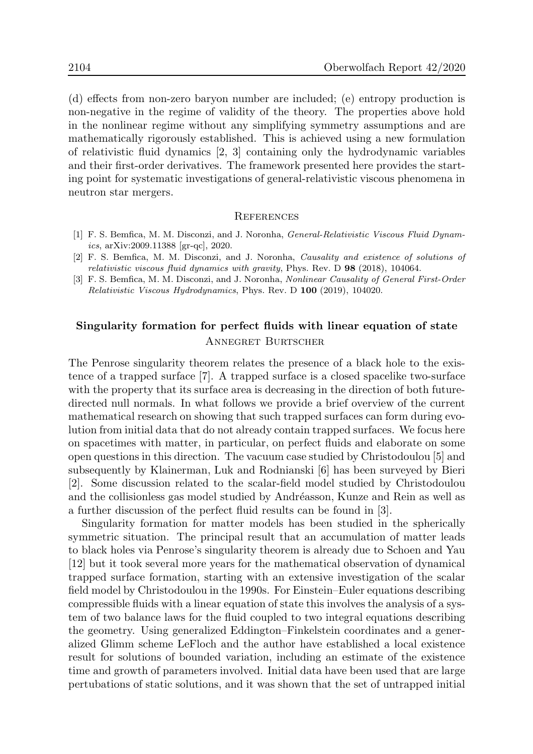(d) effects from non-zero baryon number are included; (e) entropy production is non-negative in the regime of validity of the theory. The properties above hold in the nonlinear regime without any simplifying symmetry assumptions and are mathematically rigorously established. This is achieved using a new formulation of relativistic fluid dynamics [2, 3] containing only the hydrodynamic variables and their first-order derivatives. The framework presented here provides the starting point for systematic investigations of general-relativistic viscous phenomena in neutron star mergers.

## References

[1] F. S. Bemfica, M. M. Disconzi, and J. Noronha, *General-Relativistic Viscous Fluid Dynamics*, arXiv:2009.11388 [gr-qc], 2020.

[2] F. S. Bemfica, M. M. Disconzi, and J. Noronha, *Causality and existence of solutions of relativistic viscous fluid dynamics with gravity*, Phys. Rev. D **98** (2018), 104064.

[3] F. S. Bemfica, M. M. Disconzi, and J. Noronha, *Nonlinear Causality of General First-Order Relativistic Viscous Hydrodynamics*, Phys. Rev. D **100** (2019), 104020.

## Singularity formation for perfect fluids with linear equation of state

Annegret Burtscher

The Penrose singularity theorem relates the presence of a black hole to the existence of a trapped surface [7]. A trapped surface is a closed spacelike two-surface with the property that its surface area is decreasing in the direction of both future-directed null normals. In what follows we provide a brief overview of the current mathematical research on showing that such trapped surfaces can form during evolution from initial data that do not already contain trapped surfaces. We focus here on spacetimes with matter, in particular, on perfect fluids and elaborate on some open questions in this direction. The vacuum case studied by Christodoulou [5] and subsequently by Klainerman, Luk and Rodnianski [6] has been surveyed by Bieri [2]. Some discussion related to the scalar-field model studied by Christodoulou and the collisionless gas model studied by Andréasson, Kunze and Rein as well as a further discussion of the perfect fluid results can be found in [3].

Singularity formation for matter models has been studied in the spherically symmetric situation. The principal result that an accumulation of matter leads to black holes via Penrose's singularity theorem is already due to Schoen and Yau [12] but it took several more years for the mathematical observation of dynamical trapped surface formation, starting with an extensive investigation of the scalar field model by Christodoulou in the 1990s. For Einstein–Euler equations describing compressible fluids with a linear equation of state this involves the analysis of a system of two balance laws for the fluid coupled to two integral equations describing the geometry. Using generalized Eddington–Finkelstein coordinates and a generalized Glimm scheme LeFloch and the author have established a local existence result for solutions of bounded variation, including an estimate of the existence time and growth of parameters involved. Initial data have been used that are large pertubations of static solutions, and it was shown that the set of untrapped initial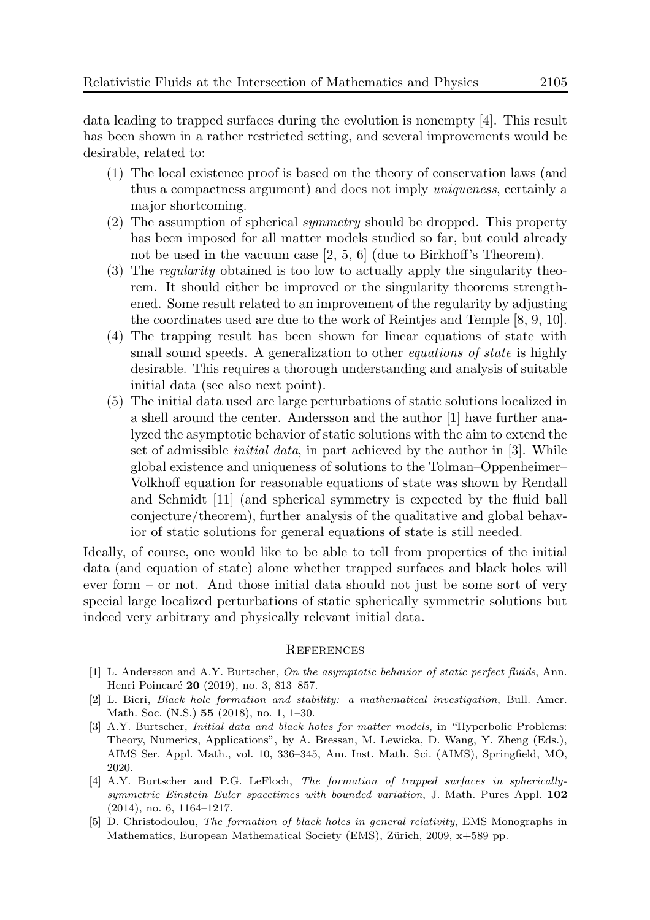data leading to trapped surfaces during the evolution is nonempty [4]. This result has been shown in a rather restricted setting, and several improvements would be desirable, related to:

1. The local existence proof is based on the theory of conservation laws (and thus a compactness argument) and does not imply *uniqueness*, certainly a major shortcoming.
2. The assumption of spherical *symmetry* should be dropped. This property has been imposed for all matter models studied so far, but could already not be used in the vacuum case [2, 5, 6] (due to Birkhoff's Theorem).
3. The *regularity* obtained is too low to actually apply the singularity theorem. It should either be improved or the singularity theorems strengthened. Some result related to an improvement of the regularity by adjusting the coordinates used are due to the work of Reintjes and Temple [8, 9, 10].
4. The trapping result has been shown for linear equations of state with small sound speeds. A generalization to other *equations of state* is highly desirable. This requires a thorough understanding and analysis of suitable initial data (see also next point).
5. The initial data used are large perturbations of static solutions localized in a shell around the center. Andersson and the author [1] have further analyzed the asymptotic behavior of static solutions with the aim to extend the set of admissible *initial data*, in part achieved by the author in [3]. While global existence and uniqueness of solutions to the Tolman–Oppenheimer–Volkhoff equation for reasonable equations of state was shown by Rendall and Schmidt [11] (and spherical symmetry is expected by the fluid ball conjecture/theorem), further analysis of the qualitative and global behavior of static solutions for general equations of state is still needed.

Ideally, of course, one would like to be able to tell from properties of the initial data (and equation of state) alone whether trapped surfaces and black holes will ever form – or not. And those initial data should not just be some sort of very special large localized perturbations of static spherically symmetric solutions but indeed very arbitrary and physically relevant initial data.

## References

[1] L. Andersson and A.Y. Burtscher, *On the asymptotic behavior of static perfect fluids*, Ann. Henri Poincaré **20** (2019), no. 3, 813–857.

[2] L. Bieri, *Black hole formation and stability: a mathematical investigation*, Bull. Amer. Math. Soc. (N.S.) **55** (2018), no. 1, 1–30.

[3] A.Y. Burtscher, *Initial data and black holes for matter models*, in "Hyperbolic Problems: Theory, Numerics, Applications", by A. Bressan, M. Lewicka, D. Wang, Y. Zheng (Eds.), AIMS Ser. Appl. Math., vol. 10, 336–345, Am. Inst. Math. Sci. (AIMS), Springfield, MO, 2020.

[4] A.Y. Burtscher and P.G. LeFloch, *The formation of trapped surfaces in spherically-symmetric Einstein–Euler spacetimes with bounded variation*, J. Math. Pures Appl. **102** (2014), no. 6, 1164–1217.

[5] D. Christodoulou, *The formation of black holes in general relativity*, EMS Monographs in Mathematics, European Mathematical Society (EMS), Zürich, 2009, x+589 pp.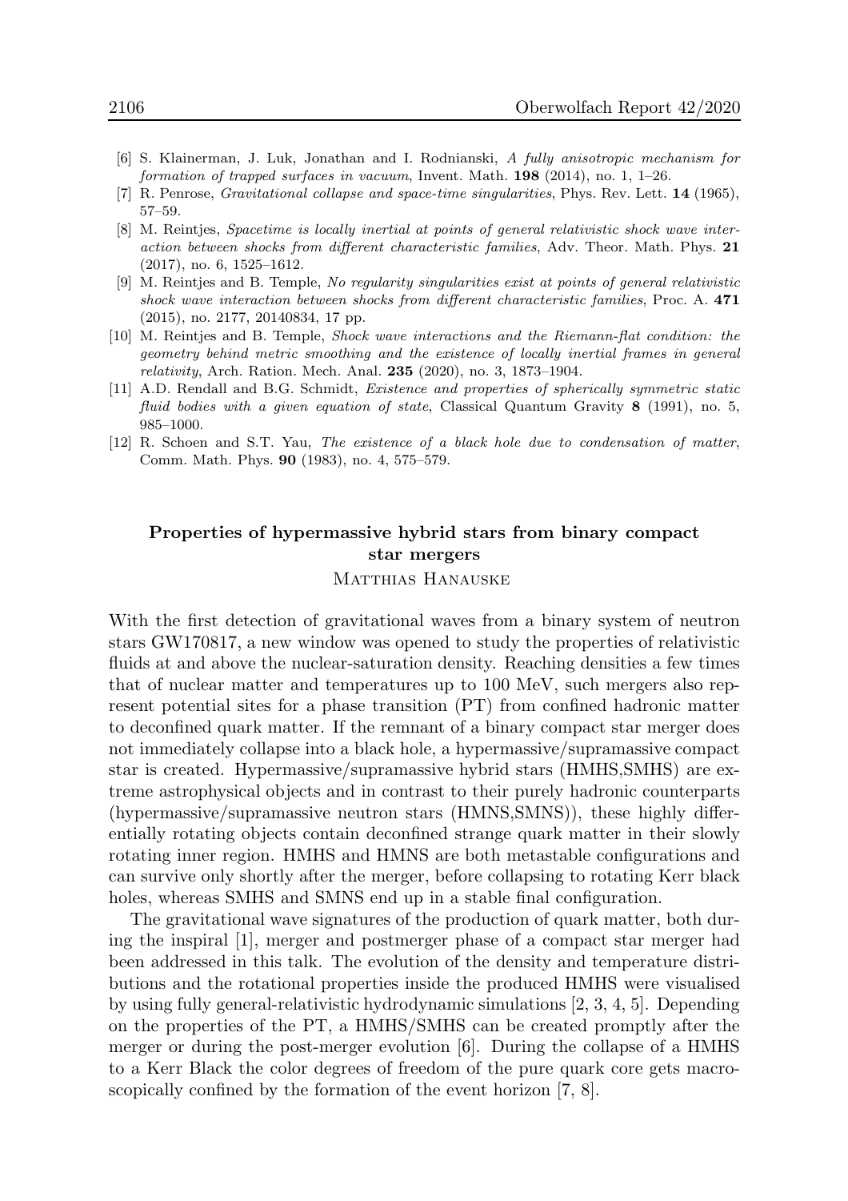[6] S. Klainerman, J. Luk, Jonathan and I. Rodnianski, *A fully anisotropic mechanism for formation of trapped surfaces in vacuum*, Invent. Math. **198** (2014), no. 1, 1–26.

[7] R. Penrose, *Gravitational collapse and space-time singularities*, Phys. Rev. Lett. **14** (1965), 57–59.

[8] M. Reintjes, *Spacetime is locally inertial at points of general relativistic shock wave interaction between shocks from different characteristic families*, Adv. Theor. Math. Phys. **21** (2017), no. 6, 1525–1612.

[9] M. Reintjes and B. Temple, *No regularity singularities exist at points of general relativistic shock wave interaction between shocks from different characteristic families*, Proc. A. **471** (2015), no. 2177, 20140834, 17 pp.

[10] M. Reintjes and B. Temple, *Shock wave interactions and the Riemann-flat condition: the geometry behind metric smoothing and the existence of locally inertial frames in general relativity*, Arch. Ration. Mech. Anal. **235** (2020), no. 3, 1873–1904.

[11] A.D. Rendall and B.G. Schmidt, *Existence and properties of spherically symmetric static fluid bodies with a given equation of state*, Classical Quantum Gravity **8** (1991), no. 5, 985–1000.

[12] R. Schoen and S.T. Yau, *The existence of a black hole due to condensation of matter*, Comm. Math. Phys. **90** (1983), no. 4, 575–579.

## Properties of hypermassive hybrid stars from binary compact star mergers

Matthias Hanauske

With the first detection of gravitational waves from a binary system of neutron stars GW170817, a new window was opened to study the properties of relativistic fluids at and above the nuclear-saturation density. Reaching densities a few times that of nuclear matter and temperatures up to 100 MeV, such mergers also represent potential sites for a phase transition (PT) from confined hadronic matter to deconfined quark matter. If the remnant of a binary compact star merger does not immediately collapse into a black hole, a hypermassive/supramassive compact star is created. Hypermassive/supramassive hybrid stars (HMHS,SMHS) are extreme astrophysical objects and in contrast to their purely hadronic counterparts (hypermassive/supramassive neutron stars (HMNS,SMNS)), these highly differentially rotating objects contain deconfined strange quark matter in their slowly rotating inner region. HMHS and HMNS are both metastable configurations and can survive only shortly after the merger, before collapsing to rotating Kerr black holes, whereas SMHS and SMNS end up in a stable final configuration.

The gravitational wave signatures of the production of quark matter, both during the inspiral [1], merger and postmerger phase of a compact star merger had been addressed in this talk. The evolution of the density and temperature distributions and the rotational properties inside the produced HMHS were visualised by using fully general-relativistic hydrodynamic simulations [2, 3, 4, 5]. Depending on the properties of the PT, a HMHS/SMHS can be created promptly after the merger or during the post-merger evolution [6]. During the collapse of a HMHS to a Kerr Black the color degrees of freedom of the pure quark core gets macroscopically confined by the formation of the event horizon [7, 8].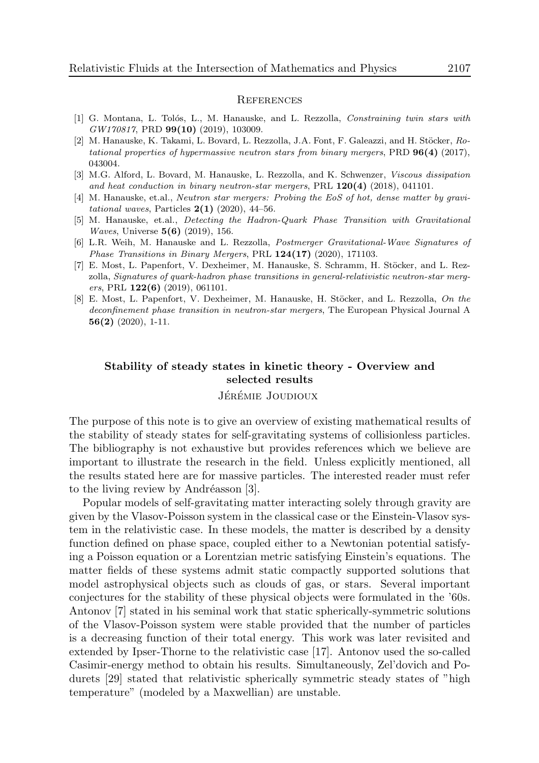## References

[1] G. Montana, L. Tolós, L., M. Hanauske, and L. Rezzolla, *Constraining twin stars with GW170817*, PRD **99(10)** (2019), 103009.

[2] M. Hanauske, K. Takami, L. Bovard, L. Rezzolla, J.A. Font, F. Galeazzi, and H. Stöcker, *Rotational properties of hypermassive neutron stars from binary mergers*, PRD **96(4)** (2017), 043004.

[3] M.G. Alford, L. Bovard, M. Hanauske, L. Rezzolla, and K. Schwenzer, *Viscous dissipation and heat conduction in binary neutron-star mergers*, PRL **120(4)** (2018), 041101.

[4] M. Hanauske, et.al., *Neutron star mergers: Probing the EoS of hot, dense matter by gravitational waves*, Particles **2(1)** (2020), 44–56.

[5] M. Hanauske, et.al., *Detecting the Hadron-Quark Phase Transition with Gravitational Waves*, Universe **5(6)** (2019), 156.

[6] L.R. Weih, M. Hanauske and L. Rezzolla, *Postmerger Gravitational-Wave Signatures of Phase Transitions in Binary Mergers*, PRL **124(17)** (2020), 171103.

[7] E. Most, L. Papenfort, V. Dexheimer, M. Hanauske, S. Schramm, H. Stöcker, and L. Rezzolla, *Signatures of quark-hadron phase transitions in general-relativistic neutron-star mergers*, PRL **122(6)** (2019), 061101.

[8] E. Most, L. Papenfort, V. Dexheimer, M. Hanauske, H. Stöcker, and L. Rezzolla, *On the deconfinement phase transition in neutron-star mergers*, The European Physical Journal A **56(2)** (2020), 1-11.

## Stability of steady states in kinetic theory - Overview and selected results

Jérémie Joudioux

The purpose of this note is to give an overview of existing mathematical results of the stability of steady states for self-gravitating systems of collisionless particles. The bibliography is not exhaustive but provides references which we believe are important to illustrate the research in the field. Unless explicitly mentioned, all the results stated here are for massive particles. The interested reader must refer to the living review by Andréasson [3].

Popular models of self-gravitating matter interacting solely through gravity are given by the Vlasov-Poisson system in the classical case or the Einstein-Vlasov system in the relativistic case. In these models, the matter is described by a density function defined on phase space, coupled either to a Newtonian potential satisfying a Poisson equation or a Lorentzian metric satisfying Einstein's equations. The matter fields of these systems admit static compactly supported solutions that model astrophysical objects such as clouds of gas, or stars. Several important conjectures for the stability of these physical objects were formulated in the '60s. Antonov [7] stated in his seminal work that static spherically-symmetric solutions of the Vlasov-Poisson system were stable provided that the number of particles is a decreasing function of their total energy. This work was later revisited and extended by Ipser-Thorne to the relativistic case [17]. Antonov used the so-called Casimir-energy method to obtain his results. Simultaneously, Zel'dovich and Podurets [29] stated that relativistic spherically symmetric steady states of "high temperature" (modeled by a Maxwellian) are unstable.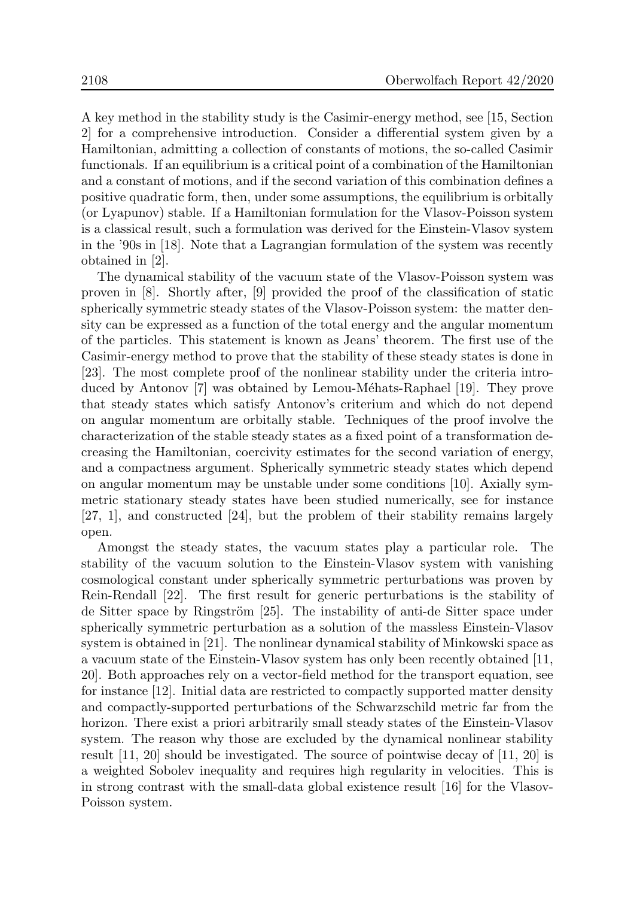A key method in the stability study is the Casimir-energy method, see [15, Section 2] for a comprehensive introduction. Consider a differential system given by a Hamiltonian, admitting a collection of constants of motions, the so-called Casimir functionals. If an equilibrium is a critical point of a combination of the Hamiltonian and a constant of motions, and if the second variation of this combination defines a positive quadratic form, then, under some assumptions, the equilibrium is orbitally (or Lyapunov) stable. If a Hamiltonian formulation for the Vlasov-Poisson system is a classical result, such a formulation was derived for the Einstein-Vlasov system in the '90s in [18]. Note that a Lagrangian formulation of the system was recently obtained in [2].

The dynamical stability of the vacuum state of the Vlasov-Poisson system was proven in [8]. Shortly after, [9] provided the proof of the classification of static spherically symmetric steady states of the Vlasov-Poisson system: the matter density can be expressed as a function of the total energy and the angular momentum of the particles. This statement is known as Jeans' theorem. The first use of the Casimir-energy method to prove that the stability of these steady states is done in [23]. The most complete proof of the nonlinear stability under the criteria introduced by Antonov [7] was obtained by Lemou-Méhats-Raphael [19]. They prove that steady states which satisfy Antonov's criterium and which do not depend on angular momentum are orbitally stable. Techniques of the proof involve the characterization of the stable steady states as a fixed point of a transformation decreasing the Hamiltonian, coercivity estimates for the second variation of energy, and a compactness argument. Spherically symmetric steady states which depend on angular momentum may be unstable under some conditions [10]. Axially symmetric stationary steady states have been studied numerically, see for instance [27, 1], and constructed [24], but the problem of their stability remains largely open.

Amongst the steady states, the vacuum states play a particular role. The stability of the vacuum solution to the Einstein-Vlasov system with vanishing cosmological constant under spherically symmetric perturbations was proven by Rein-Rendall [22]. The first result for generic perturbations is the stability of de Sitter space by Ringström [25]. The instability of anti-de Sitter space under spherically symmetric perturbation as a solution of the massless Einstein-Vlasov system is obtained in [21]. The nonlinear dynamical stability of Minkowski space as a vacuum state of the Einstein-Vlasov system has only been recently obtained [11, 20]. Both approaches rely on a vector-field method for the transport equation, see for instance [12]. Initial data are restricted to compactly supported matter density and compactly-supported perturbations of the Schwarzschild metric far from the horizon. There exist a priori arbitrarily small steady states of the Einstein-Vlasov system. The reason why those are excluded by the dynamical nonlinear stability result [11, 20] should be investigated. The source of pointwise decay of [11, 20] is a weighted Sobolev inequality and requires high regularity in velocities. This is in strong contrast with the small-data global existence result [16] for the Vlasov-Poisson system.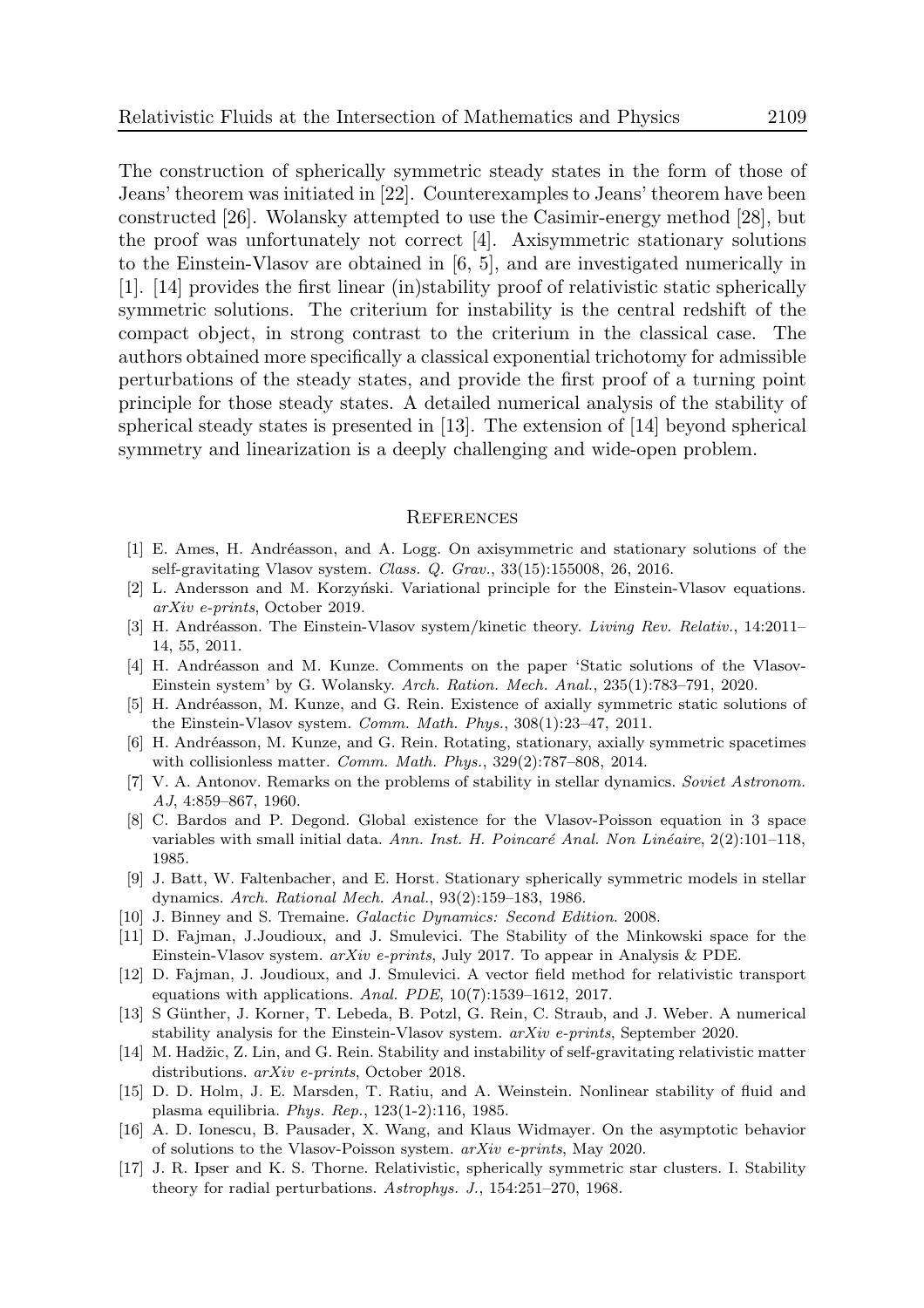The construction of spherically symmetric steady states in the form of those of Jeans' theorem was initiated in [22]. Counterexamples to Jeans' theorem have been constructed [26]. Wolansky attempted to use the Casimir-energy method [28], but the proof was unfortunately not correct [4]. Axisymmetric stationary solutions to the Einstein-Vlasov are obtained in [6, 5], and are investigated numerically in [1]. [14] provides the first linear (in)stability proof of relativistic static spherically symmetric solutions. The criterium for instability is the central redshift of the compact object, in strong contrast to the criterium in the classical case. The authors obtained more specifically a classical exponential trichotomy for admissible perturbations of the steady states, and provide the first proof of a turning point principle for those steady states. A detailed numerical analysis of the stability of spherical steady states is presented in [13]. The extension of [14] beyond spherical symmetry and linearization is a deeply challenging and wide-open problem.

## References

[1] E. Ames, H. Andréasson, and A. Logg. On axisymmetric and stationary solutions of the self-gravitating Vlasov system. *Class. Q. Grav.*, 33(15):155008, 26, 2016.

[2] L. Andersson and M. Korzyński. Variational principle for the Einstein-Vlasov equations. *arXiv e-prints*, October 2019.

[3] H. Andréasson. The Einstein-Vlasov system/kinetic theory. *Living Rev. Relativ.*, 14:2011–14, 55, 2011.

[4] H. Andréasson and M. Kunze. Comments on the paper 'Static solutions of the Vlasov-Einstein system' by G. Wolansky. *Arch. Ration. Mech. Anal.*, 235(1):783–791, 2020.

[5] H. Andréasson, M. Kunze, and G. Rein. Existence of axially symmetric static solutions of the Einstein-Vlasov system. *Comm. Math. Phys.*, 308(1):23–47, 2011.

[6] H. Andréasson, M. Kunze, and G. Rein. Rotating, stationary, axially symmetric spacetimes with collisionless matter. *Comm. Math. Phys.*, 329(2):787–808, 2014.

[7] V. A. Antonov. Remarks on the problems of stability in stellar dynamics. *Soviet Astronom. AJ*, 4:859–867, 1960.

[8] C. Bardos and P. Degond. Global existence for the Vlasov-Poisson equation in 3 space variables with small initial data. *Ann. Inst. H. Poincaré Anal. Non Linéaire*, 2(2):101–118, 1985.

[9] J. Batt, W. Faltenbacher, and E. Horst. Stationary spherically symmetric models in stellar dynamics. *Arch. Rational Mech. Anal.*, 93(2):159–183, 1986.

[10] J. Binney and S. Tremaine. *Galactic Dynamics: Second Edition*. 2008.

[11] D. Fajman, J.Joudioux, and J. Smulevici. The Stability of the Minkowski space for the Einstein-Vlasov system. *arXiv e-prints*, July 2017. To appear in Analysis & PDE.

[12] D. Fajman, J. Joudioux, and J. Smulevici. A vector field method for relativistic transport equations with applications. *Anal. PDE*, 10(7):1539–1612, 2017.

[13] S Günther, J. Korner, T. Lebeda, B. Potzl, G. Rein, C. Straub, and J. Weber. A numerical stability analysis for the Einstein-Vlasov system. *arXiv e-prints*, September 2020.

[14] M. Hadžic, Z. Lin, and G. Rein. Stability and instability of self-gravitating relativistic matter distributions. *arXiv e-prints*, October 2018.

[15] D. D. Holm, J. E. Marsden, T. Ratiu, and A. Weinstein. Nonlinear stability of fluid and plasma equilibria. *Phys. Rep.*, 123(1-2):116, 1985.

[16] A. D. Ionescu, B. Pausader, X. Wang, and Klaus Widmayer. On the asymptotic behavior of solutions to the Vlasov-Poisson system. *arXiv e-prints*, May 2020.

[17] J. R. Ipser and K. S. Thorne. Relativistic, spherically symmetric star clusters. I. Stability theory for radial perturbations. *Astrophys. J.*, 154:251–270, 1968.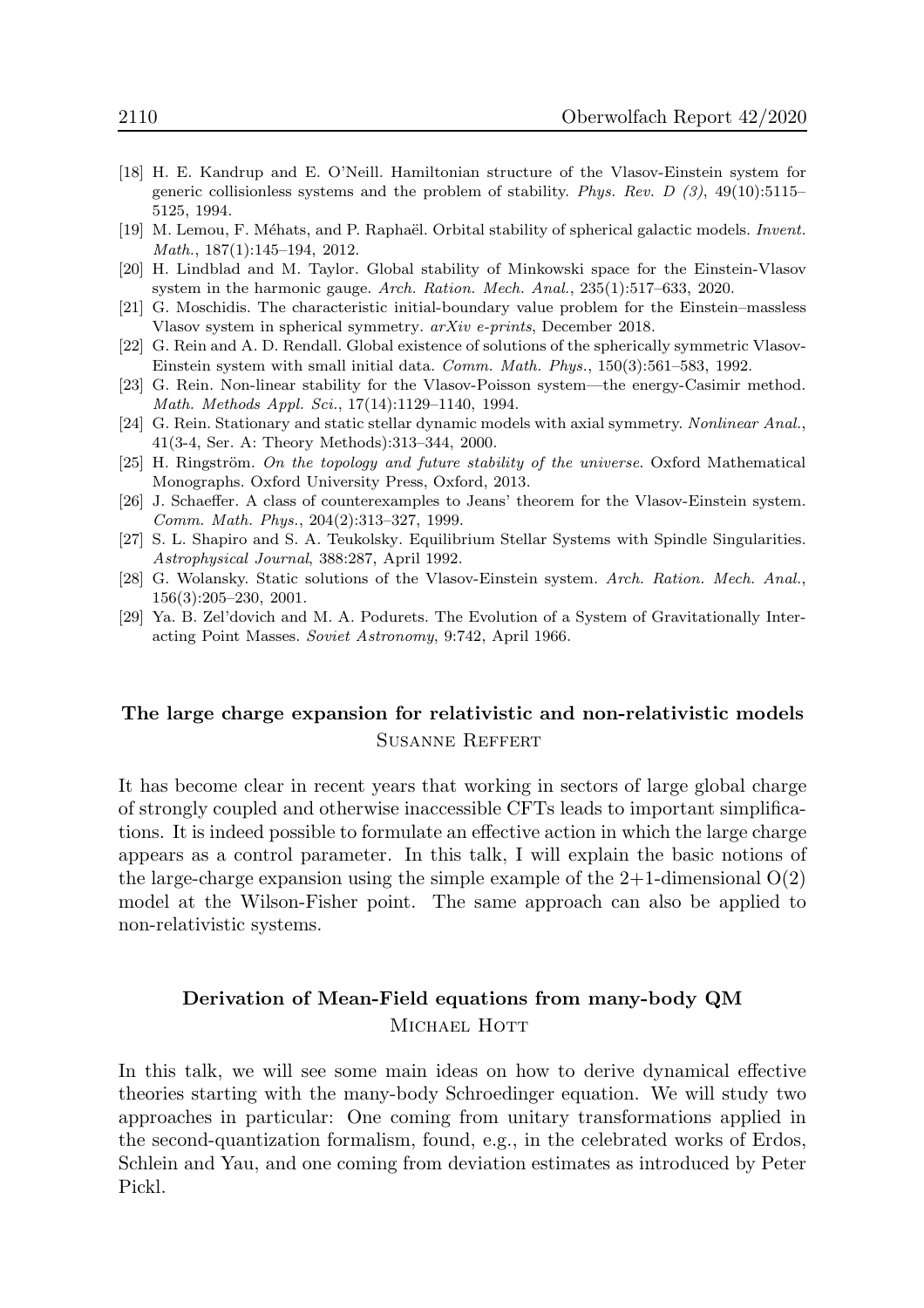[18] H. E. Kandrup and E. O'Neill. Hamiltonian structure of the Vlasov-Einstein system for generic collisionless systems and the problem of stability. *Phys. Rev. D (3)*, 49(10):5115–5125, 1994.

[19] M. Lemou, F. Méhats, and P. Raphaël. Orbital stability of spherical galactic models. *Invent. Math.*, 187(1):145–194, 2012.

[20] H. Lindblad and M. Taylor. Global stability of Minkowski space for the Einstein-Vlasov system in the harmonic gauge. *Arch. Ration. Mech. Anal.*, 235(1):517–633, 2020.

[21] G. Moschidis. The characteristic initial-boundary value problem for the Einstein–massless Vlasov system in spherical symmetry. *arXiv e-prints*, December 2018.

[22] G. Rein and A. D. Rendall. Global existence of solutions of the spherically symmetric Vlasov-Einstein system with small initial data. *Comm. Math. Phys.*, 150(3):561–583, 1992.

[23] G. Rein. Non-linear stability for the Vlasov-Poisson system—the energy-Casimir method. *Math. Methods Appl. Sci.*, 17(14):1129–1140, 1994.

[24] G. Rein. Stationary and static stellar dynamic models with axial symmetry. *Nonlinear Anal.*, 41(3-4, Ser. A: Theory Methods):313–344, 2000.

[25] H. Ringström. *On the topology and future stability of the universe*. Oxford Mathematical Monographs. Oxford University Press, Oxford, 2013.

[26] J. Schaeffer. A class of counterexamples to Jeans' theorem for the Vlasov-Einstein system. *Comm. Math. Phys.*, 204(2):313–327, 1999.

[27] S. L. Shapiro and S. A. Teukolsky. Equilibrium Stellar Systems with Spindle Singularities. *Astrophysical Journal*, 388:287, April 1992.

[28] G. Wolansky. Static solutions of the Vlasov-Einstein system. *Arch. Ration. Mech. Anal.*, 156(3):205–230, 2001.

[29] Ya. B. Zel'dovich and M. A. Podurets. The Evolution of a System of Gravitationally Interacting Point Masses. *Soviet Astronomy*, 9:742, April 1966.

## The large charge expansion for relativistic and non-relativistic models

Susanne Reffert

It has become clear in recent years that working in sectors of large global charge of strongly coupled and otherwise inaccessible CFTs leads to important simplifications. It is indeed possible to formulate an effective action in which the large charge appears as a control parameter. In this talk, I will explain the basic notions of the large-charge expansion using the simple example of the 2+1-dimensional $O(2)$ model at the Wilson-Fisher point. The same approach can also be applied to non-relativistic systems.

## Derivation of Mean-Field equations from many-body QM

Michael Hott

In this talk, we will see some main ideas on how to derive dynamical effective theories starting with the many-body Schroedinger equation. We will study two approaches in particular: One coming from unitary transformations applied in the second-quantization formalism, found, e.g., in the celebrated works of Erdos, Schlein and Yau, and one coming from deviation estimates as introduced by Peter Pickl.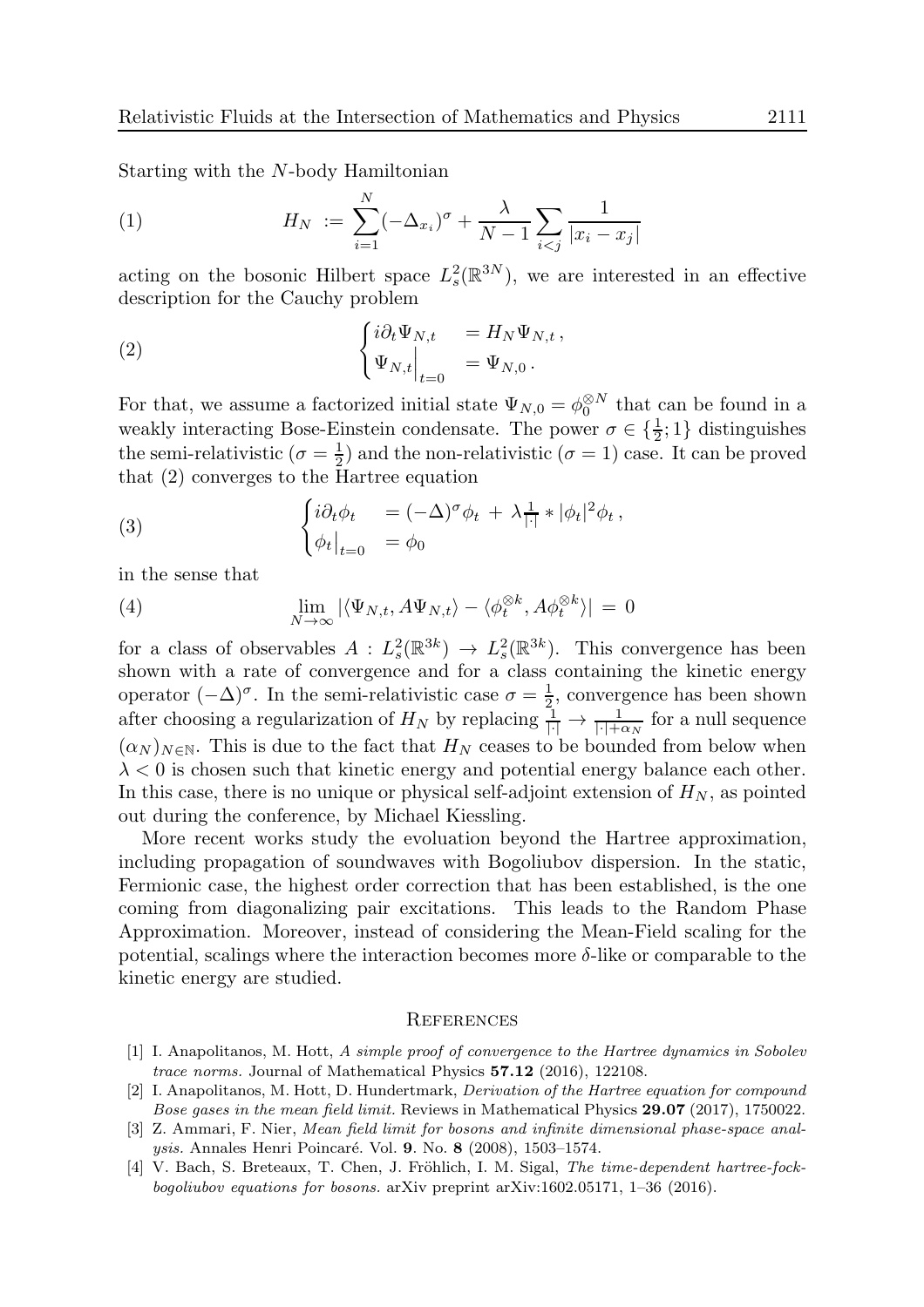Starting with the $N$-body Hamiltonian

$$H_N := \sum_{i=1}^{N} (-\Delta_{x_i})^\sigma + \frac{\lambda}{N-1} \sum_{i<j} \frac{1}{|x_i - x_j|} \tag{1}$$

acting on the bosonic Hilbert space $L^2_s(\mathbb{R}^{3N})$, we are interested in an effective description for the Cauchy problem

$$\begin{cases} i\partial_t \Psi_{N,t} &= H_N \Psi_{N,t}\,, \\ \Psi_{N,t}\Big|_{t=0} &= \Psi_{N,0}\,. \end{cases} \tag{2}$$

For that, we assume a factorized initial state $\Psi_{N,0} = \phi_0^{\otimes N}$ that can be found in a weakly interacting Bose-Einstein condensate. The power $\sigma \in \{\frac{1}{2}; 1\}$ distinguishes the semi-relativistic ($\sigma = \frac{1}{2}$) and the non-relativistic ($\sigma = 1$) case. It can be proved that (2) converges to the Hartree equation

$$\begin{cases} i\partial_t \phi_t &= (-\Delta)^\sigma \phi_t \,+\, \lambda \frac{1}{|\cdot|} * |\phi_t|^2 \phi_t\,, \\ \phi_t\big|_{t=0} &= \phi_0 \end{cases} \tag{3}$$

in the sense that

$$\lim_{N\to\infty} |\langle \Psi_{N,t}, A \Psi_{N,t}\rangle - \langle \phi_t^{\otimes k}, A \phi_t^{\otimes k}\rangle| \,=\, 0 \tag{4}$$

for a class of observables $A : L^2_s(\mathbb{R}^{3k}) \to L^2_s(\mathbb{R}^{3k})$. This convergence has been shown with a rate of convergence and for a class containing the kinetic energy operator $(-\Delta)^\sigma$. In the semi-relativistic case $\sigma = \frac{1}{2}$, convergence has been shown after choosing a regularization of $H_N$ by replacing $\frac{1}{|\cdot|} \to \frac{1}{|\cdot| + \alpha_N}$ for a null sequence $(\alpha_N)_{N\in\mathbb{N}}$. This is due to the fact that $H_N$ ceases to be bounded from below when $\lambda < 0$ is chosen such that kinetic energy and potential energy balance each other. In this case, there is no unique or physical self-adjoint extension of $H_N$, as pointed out during the conference, by Michael Kiessling.

More recent works study the evoluation beyond the Hartree approximation, including propagation of soundwaves with Bogoliubov dispersion. In the static, Fermionic case, the highest order correction that has been established, is the one coming from diagonalizing pair excitations. This leads to the Random Phase Approximation. Moreover, instead of considering the Mean-Field scaling for the potential, scalings where the interaction becomes more $\delta$-like or comparable to the kinetic energy are studied.

## References

[1] I. Anapolitanos, M. Hott, *A simple proof of convergence to the Hartree dynamics in Sobolev trace norms.* Journal of Mathematical Physics **57.12** (2016), 122108.

[2] I. Anapolitanos, M. Hott, D. Hundertmark, *Derivation of the Hartree equation for compound Bose gases in the mean field limit.* Reviews in Mathematical Physics **29.07** (2017), 1750022.

[3] Z. Ammari, F. Nier, *Mean field limit for bosons and infinite dimensional phase-space analysis.* Annales Henri Poincaré. Vol. **9**. No. **8** (2008), 1503–1574.

[4] V. Bach, S. Breteaux, T. Chen, J. Fröhlich, I. M. Sigal, *The time-dependent hartree-fock-bogoliubov equations for bosons.* arXiv preprint arXiv:1602.05171, 1–36 (2016).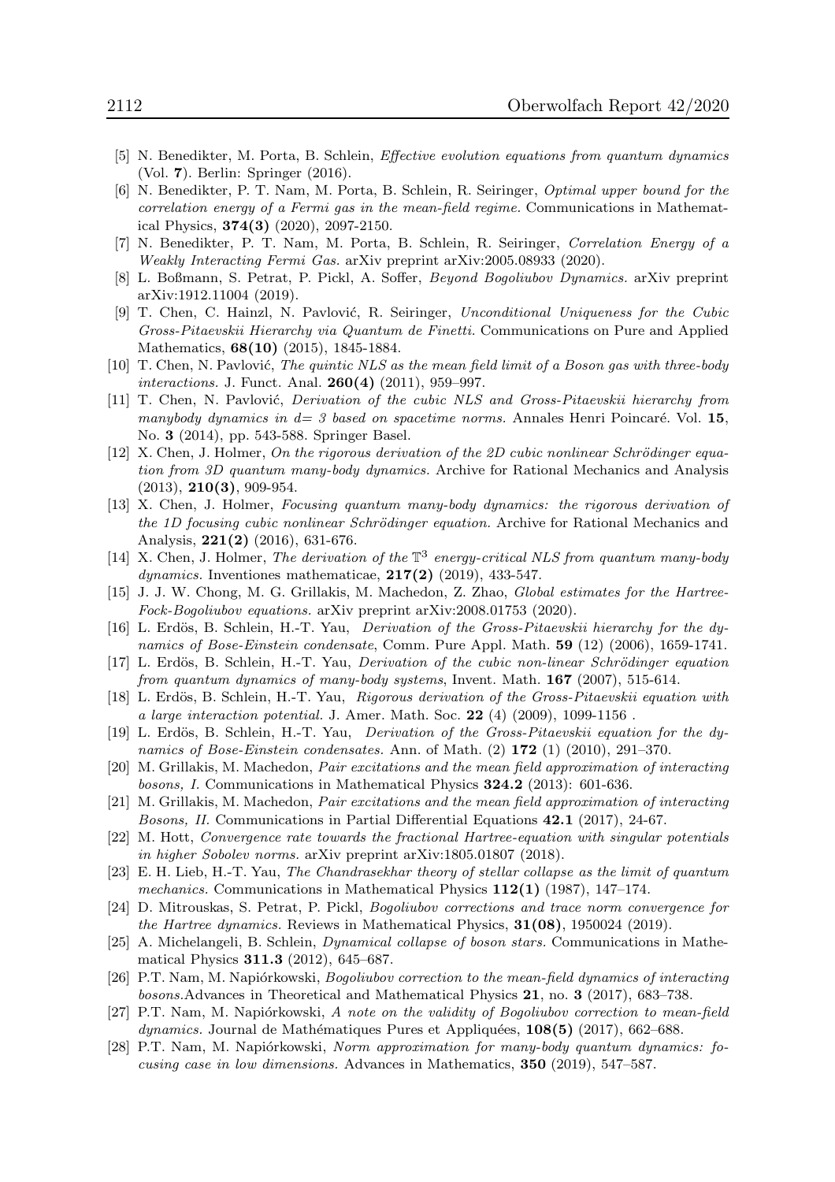[5] N. Benedikter, M. Porta, B. Schlein, *Effective evolution equations from quantum dynamics* (Vol. **7**). Berlin: Springer (2016).

[6] N. Benedikter, P. T. Nam, M. Porta, B. Schlein, R. Seiringer, *Optimal upper bound for the correlation energy of a Fermi gas in the mean-field regime.* Communications in Mathematical Physics, **374(3)** (2020), 2097-2150.

[7] N. Benedikter, P. T. Nam, M. Porta, B. Schlein, R. Seiringer, *Correlation Energy of a Weakly Interacting Fermi Gas.* arXiv preprint arXiv:2005.08933 (2020).

[8] L. Boßmann, S. Petrat, P. Pickl, A. Soffer, *Beyond Bogoliubov Dynamics.* arXiv preprint arXiv:1912.11004 (2019).

[9] T. Chen, C. Hainzl, N. Pavlović, R. Seiringer, *Unconditional Uniqueness for the Cubic Gross-Pitaevskii Hierarchy via Quantum de Finetti.* Communications on Pure and Applied Mathematics, **68(10)** (2015), 1845-1884.

[10] T. Chen, N. Pavlović, *The quintic NLS as the mean field limit of a Boson gas with three-body interactions.* J. Funct. Anal. **260(4)** (2011), 959–997.

[11] T. Chen, N. Pavlović, *Derivation of the cubic NLS and Gross-Pitaevskii hierarchy from manybody dynamics in d= 3 based on spacetime norms.* Annales Henri Poincaré. Vol. **15**, No. **3** (2014), pp. 543-588. Springer Basel.

[12] X. Chen, J. Holmer, *On the rigorous derivation of the 2D cubic nonlinear Schrödinger equation from 3D quantum many-body dynamics.* Archive for Rational Mechanics and Analysis (2013), **210(3)**, 909-954.

[13] X. Chen, J. Holmer, *Focusing quantum many-body dynamics: the rigorous derivation of the 1D focusing cubic nonlinear Schrödinger equation.* Archive for Rational Mechanics and Analysis, **221(2)** (2016), 631-676.

[14] X. Chen, J. Holmer, *The derivation of the* $\mathbb{T}^3$ *energy-critical NLS from quantum many-body dynamics.* Inventiones mathematicae, **217(2)** (2019), 433-547.

[15] J. J. W. Chong, M. G. Grillakis, M. Machedon, Z. Zhao, *Global estimates for the Hartree-Fock-Bogoliubov equations.* arXiv preprint arXiv:2008.01753 (2020).

[16] L. Erdös, B. Schlein, H.-T. Yau, *Derivation of the Gross-Pitaevskii hierarchy for the dynamics of Bose-Einstein condensate*, Comm. Pure Appl. Math. **59** (12) (2006), 1659-1741.

[17] L. Erdös, B. Schlein, H.-T. Yau, *Derivation of the cubic non-linear Schrödinger equation from quantum dynamics of many-body systems*, Invent. Math. **167** (2007), 515-614.

[18] L. Erdös, B. Schlein, H.-T. Yau, *Rigorous derivation of the Gross-Pitaevskii equation with a large interaction potential.* J. Amer. Math. Soc. **22** (4) (2009), 1099-1156 .

[19] L. Erdös, B. Schlein, H.-T. Yau, *Derivation of the Gross-Pitaevskii equation for the dynamics of Bose-Einstein condensates.* Ann. of Math. (2) **172** (1) (2010), 291–370.

[20] M. Grillakis, M. Machedon, *Pair excitations and the mean field approximation of interacting bosons, I.* Communications in Mathematical Physics **324.2** (2013): 601-636.

[21] M. Grillakis, M. Machedon, *Pair excitations and the mean field approximation of interacting Bosons, II.* Communications in Partial Differential Equations **42.1** (2017), 24-67.

[22] M. Hott, *Convergence rate towards the fractional Hartree-equation with singular potentials in higher Sobolev norms.* arXiv preprint arXiv:1805.01807 (2018).

[23] E. H. Lieb, H.-T. Yau, *The Chandrasekhar theory of stellar collapse as the limit of quantum mechanics.* Communications in Mathematical Physics **112(1)** (1987), 147–174.

[24] D. Mitrouskas, S. Petrat, P. Pickl, *Bogoliubov corrections and trace norm convergence for the Hartree dynamics.* Reviews in Mathematical Physics, **31(08)**, 1950024 (2019).

[25] A. Michelangeli, B. Schlein, *Dynamical collapse of boson stars.* Communications in Mathematical Physics **311.3** (2012), 645–687.

[26] P.T. Nam, M. Napiórkowski, *Bogoliubov correction to the mean-field dynamics of interacting bosons.*Advances in Theoretical and Mathematical Physics **21**, no. **3** (2017), 683–738.

[27] P.T. Nam, M. Napiórkowski, *A note on the validity of Bogoliubov correction to mean-field dynamics.* Journal de Mathématiques Pures et Appliquées, **108(5)** (2017), 662–688.

[28] P.T. Nam, M. Napiórkowski, *Norm approximation for many-body quantum dynamics: focusing case in low dimensions.* Advances in Mathematics, **350** (2019), 547–587.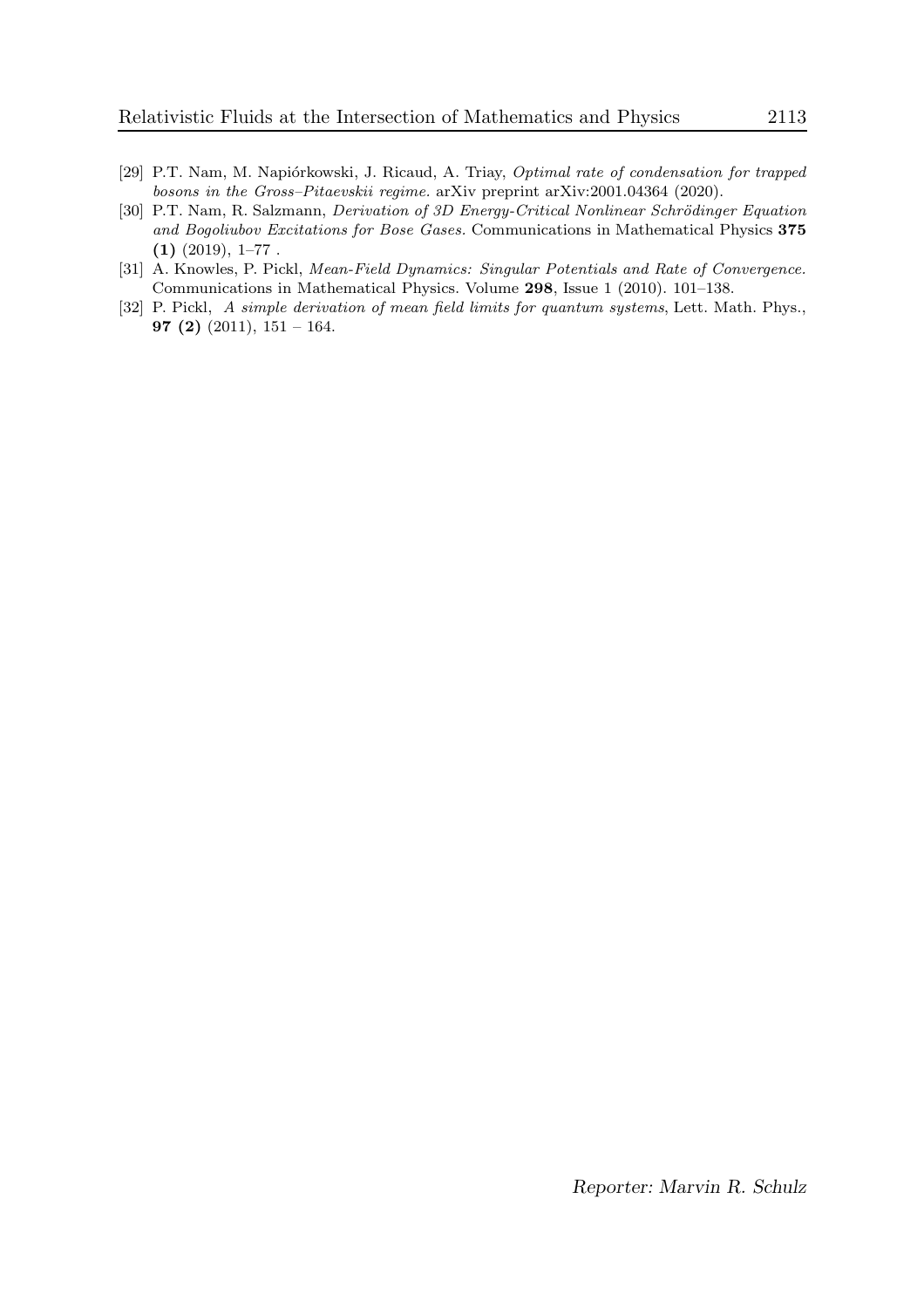[29] P.T. Nam, M. Napiórkowski, J. Ricaud, A. Triay, *Optimal rate of condensation for trapped bosons in the Gross–Pitaevskii regime.* arXiv preprint arXiv:2001.04364 (2020).

[30] P.T. Nam, R. Salzmann, *Derivation of 3D Energy-Critical Nonlinear Schrödinger Equation and Bogoliubov Excitations for Bose Gases.* Communications in Mathematical Physics **375 (1)** (2019), 1–77 .

[31] A. Knowles, P. Pickl, *Mean-Field Dynamics: Singular Potentials and Rate of Convergence.* Communications in Mathematical Physics. Volume **298**, Issue 1 (2010). 101–138.

[32] P. Pickl, *A simple derivation of mean field limits for quantum systems*, Lett. Math. Phys., **97 (2)** (2011), 151 – 164.

*Reporter: Marvin R. Schulz*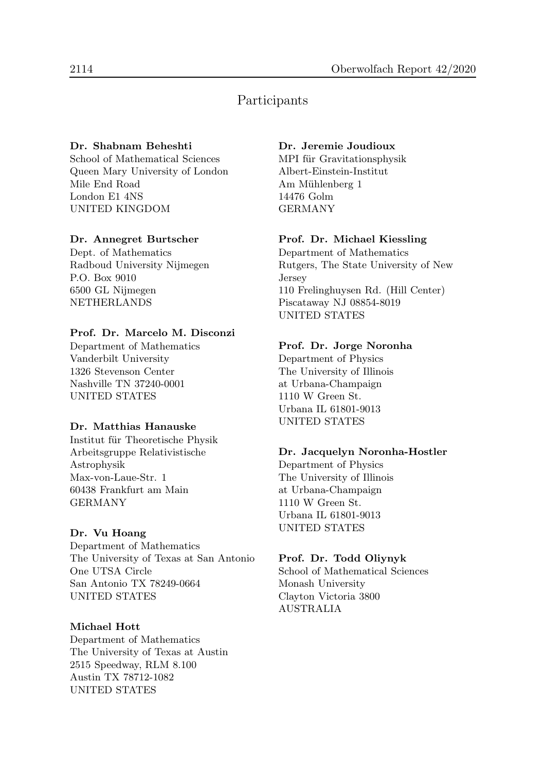# Participants

**Dr. Shabnam Beheshti**
School of Mathematical Sciences
Queen Mary University of London
Mile End Road
London E1 4NS
UNITED KINGDOM

**Dr. Annegret Burtscher**
Dept. of Mathematics
Radboud University Nijmegen
P.O. Box 9010
6500 GL Nijmegen
NETHERLANDS

**Prof. Dr. Marcelo M. Disconzi**
Department of Mathematics
Vanderbilt University
1326 Stevenson Center
Nashville TN 37240-0001
UNITED STATES

**Dr. Matthias Hanauske**
Institut für Theoretische Physik
Arbeitsgruppe Relativistische
Astrophysik
Max-von-Laue-Str. 1
60438 Frankfurt am Main
GERMANY

**Dr. Vu Hoang**
Department of Mathematics
The University of Texas at San Antonio
One UTSA Circle
San Antonio TX 78249-0664
UNITED STATES

**Michael Hott**
Department of Mathematics
The University of Texas at Austin
2515 Speedway, RLM 8.100
Austin TX 78712-1082
UNITED STATES

**Dr. Jeremie Joudioux**
MPI für Gravitationsphysik
Albert-Einstein-Institut
Am Mühlenberg 1
14476 Golm
GERMANY

**Prof. Dr. Michael Kiessling**
Department of Mathematics
Rutgers, The State University of New
Jersey
110 Frelinghuysen Rd. (Hill Center)
Piscataway NJ 08854-8019
UNITED STATES

**Prof. Dr. Jorge Noronha**
Department of Physics
The University of Illinois
at Urbana-Champaign
1110 W Green St.
Urbana IL 61801-9013
UNITED STATES

**Dr. Jacquelyn Noronha-Hostler**
Department of Physics
The University of Illinois
at Urbana-Champaign
1110 W Green St.
Urbana IL 61801-9013
UNITED STATES

**Prof. Dr. Todd Oliynyk**
School of Mathematical Sciences
Monash University
Clayton Victoria 3800
AUSTRALIA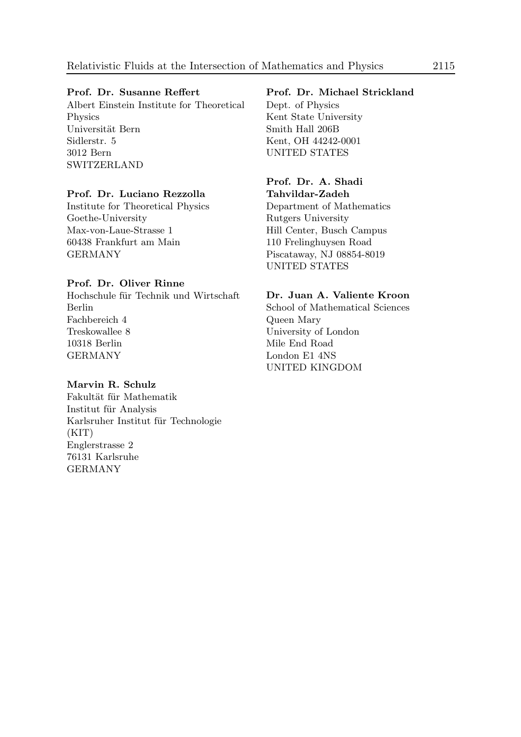**Prof. Dr. Susanne Reffert**
Albert Einstein Institute for Theoretical Physics
Universität Bern
Sidlerstr. 5
3012 Bern
SWITZERLAND

**Prof. Dr. Luciano Rezzolla**
Institute for Theoretical Physics
Goethe-University
Max-von-Laue-Strasse 1
60438 Frankfurt am Main
GERMANY

**Prof. Dr. Oliver Rinne**
Hochschule für Technik und Wirtschaft Berlin
Fachbereich 4
Treskowallee 8
10318 Berlin
GERMANY

**Marvin R. Schulz**
Fakultät für Mathematik
Institut für Analysis
Karlsruher Institut für Technologie (KIT)
Englerstrasse 2
76131 Karlsruhe
GERMANY

**Prof. Dr. Michael Strickland**
Dept. of Physics
Kent State University
Smith Hall 206B
Kent, OH 44242-0001
UNITED STATES

**Prof. Dr. A. Shadi Tahvildar-Zadeh**
Department of Mathematics
Rutgers University
Hill Center, Busch Campus
110 Frelinghuysen Road
Piscataway, NJ 08854-8019
UNITED STATES

**Dr. Juan A. Valiente Kroon**
School of Mathematical Sciences
Queen Mary
University of London
Mile End Road
London E1 4NS
UNITED KINGDOM